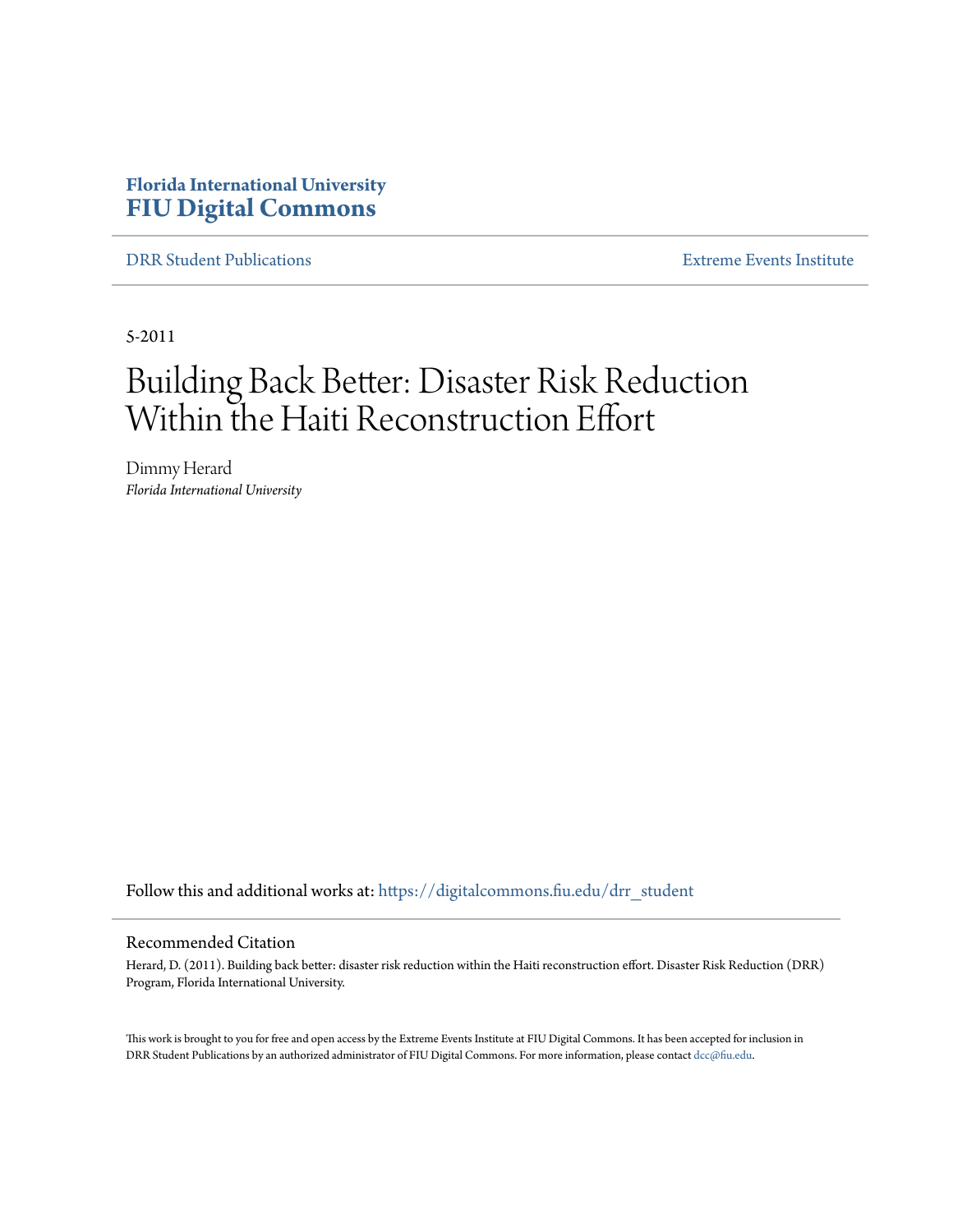**Florida International University**
# FIU Digital Commons

DRR Student Publications | Extreme Events Institute

5-2011

# Building Back Better: Disaster Risk Reduction Within the Haiti Reconstruction Effort

Dimmy Herard
*Florida International University*

Follow this and additional works at: https://digitalcommons.fiu.edu/drr_student

## Recommended Citation

Herard, D. (2011). Building back better: disaster risk reduction within the Haiti reconstruction effort. Disaster Risk Reduction (DRR) Program, Florida International University.

This work is brought to you for free and open access by the Extreme Events Institute at FIU Digital Commons. It has been accepted for inclusion in DRR Student Publications by an authorized administrator of FIU Digital Commons. For more information, please contact dcc@fiu.edu.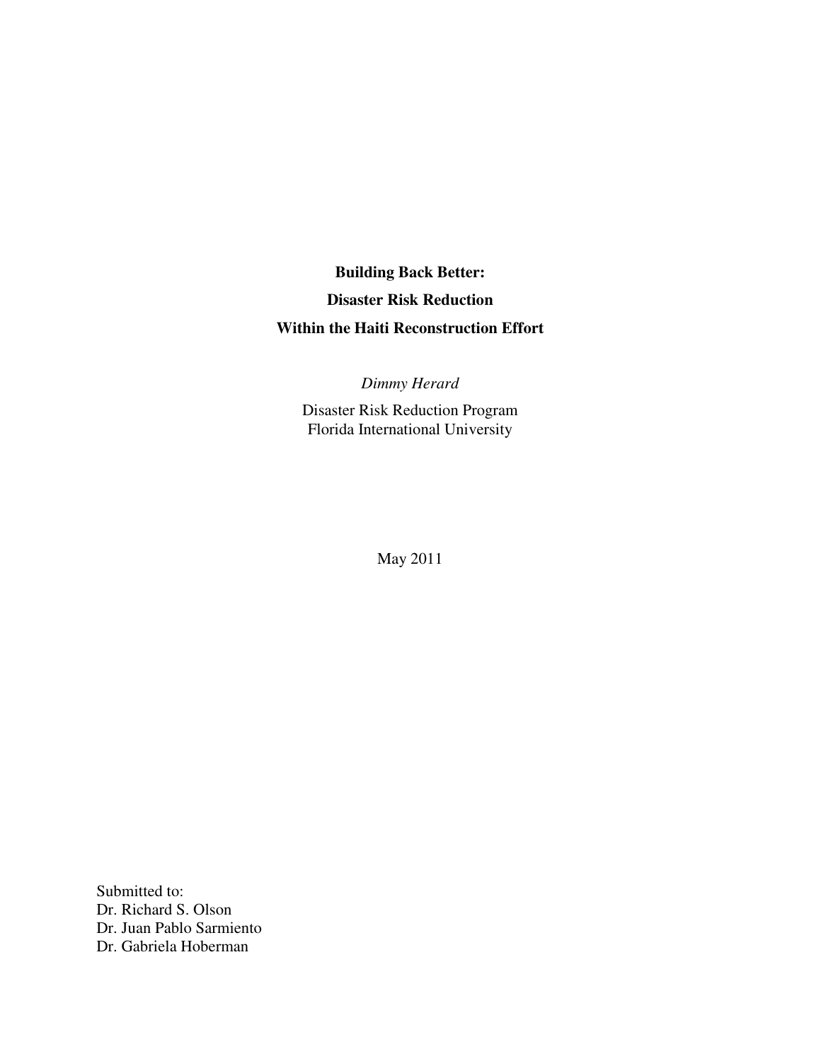**Building Back Better:**

**Disaster Risk Reduction**

**Within the Haiti Reconstruction Effort**

*Dimmy Herard*

Disaster Risk Reduction Program
Florida International University

May 2011

Submitted to:
Dr. Richard S. Olson
Dr. Juan Pablo Sarmiento
Dr. Gabriela Hoberman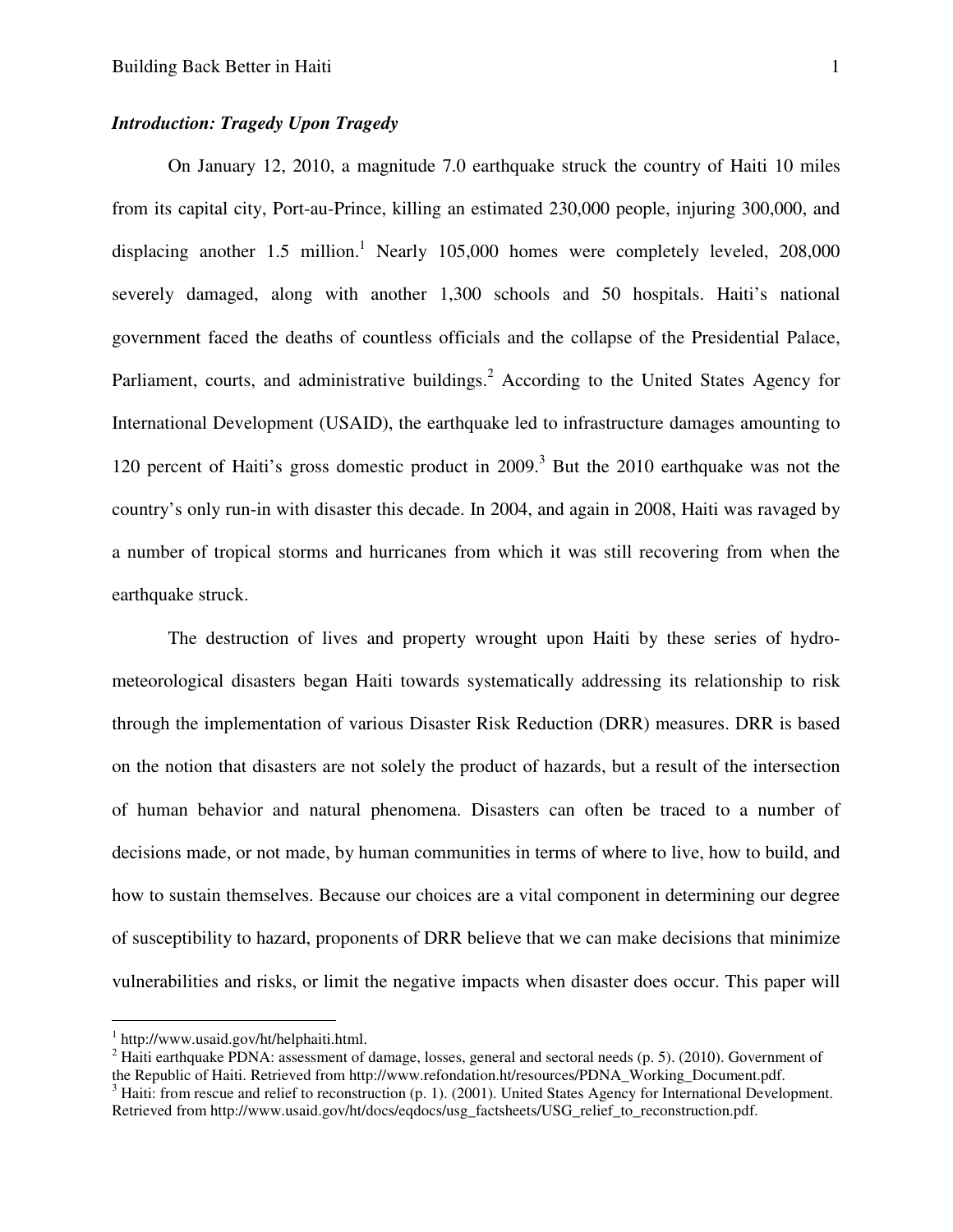## *Introduction: Tragedy Upon Tragedy*

On January 12, 2010, a magnitude 7.0 earthquake struck the country of Haiti 10 miles from its capital city, Port-au-Prince, killing an estimated 230,000 people, injuring 300,000, and displacing another 1.5 million.[1] Nearly 105,000 homes were completely leveled, 208,000 severely damaged, along with another 1,300 schools and 50 hospitals. Haiti's national government faced the deaths of countless officials and the collapse of the Presidential Palace, Parliament, courts, and administrative buildings.[2] According to the United States Agency for International Development (USAID), the earthquake led to infrastructure damages amounting to 120 percent of Haiti's gross domestic product in 2009.[3] But the 2010 earthquake was not the country's only run-in with disaster this decade. In 2004, and again in 2008, Haiti was ravaged by a number of tropical storms and hurricanes from which it was still recovering from when the earthquake struck.

The destruction of lives and property wrought upon Haiti by these series of hydro-meteorological disasters began Haiti towards systematically addressing its relationship to risk through the implementation of various Disaster Risk Reduction (DRR) measures. DRR is based on the notion that disasters are not solely the product of hazards, but a result of the intersection of human behavior and natural phenomena. Disasters can often be traced to a number of decisions made, or not made, by human communities in terms of where to live, how to build, and how to sustain themselves. Because our choices are a vital component in determining our degree of susceptibility to hazard, proponents of DRR believe that we can make decisions that minimize vulnerabilities and risks, or limit the negative impacts when disaster does occur. This paper will

---

[1] http://www.usaid.gov/ht/helphaiti.html.

[2] Haiti earthquake PDNA: assessment of damage, losses, general and sectoral needs (p. 5). (2010). Government of the Republic of Haiti. Retrieved from http://www.refondation.ht/resources/PDNA_Working_Document.pdf.

[3] Haiti: from rescue and relief to reconstruction (p. 1). (2001). United States Agency for International Development. Retrieved from http://www.usaid.gov/ht/docs/eqdocs/usg_factsheets/USG_relief_to_reconstruction.pdf.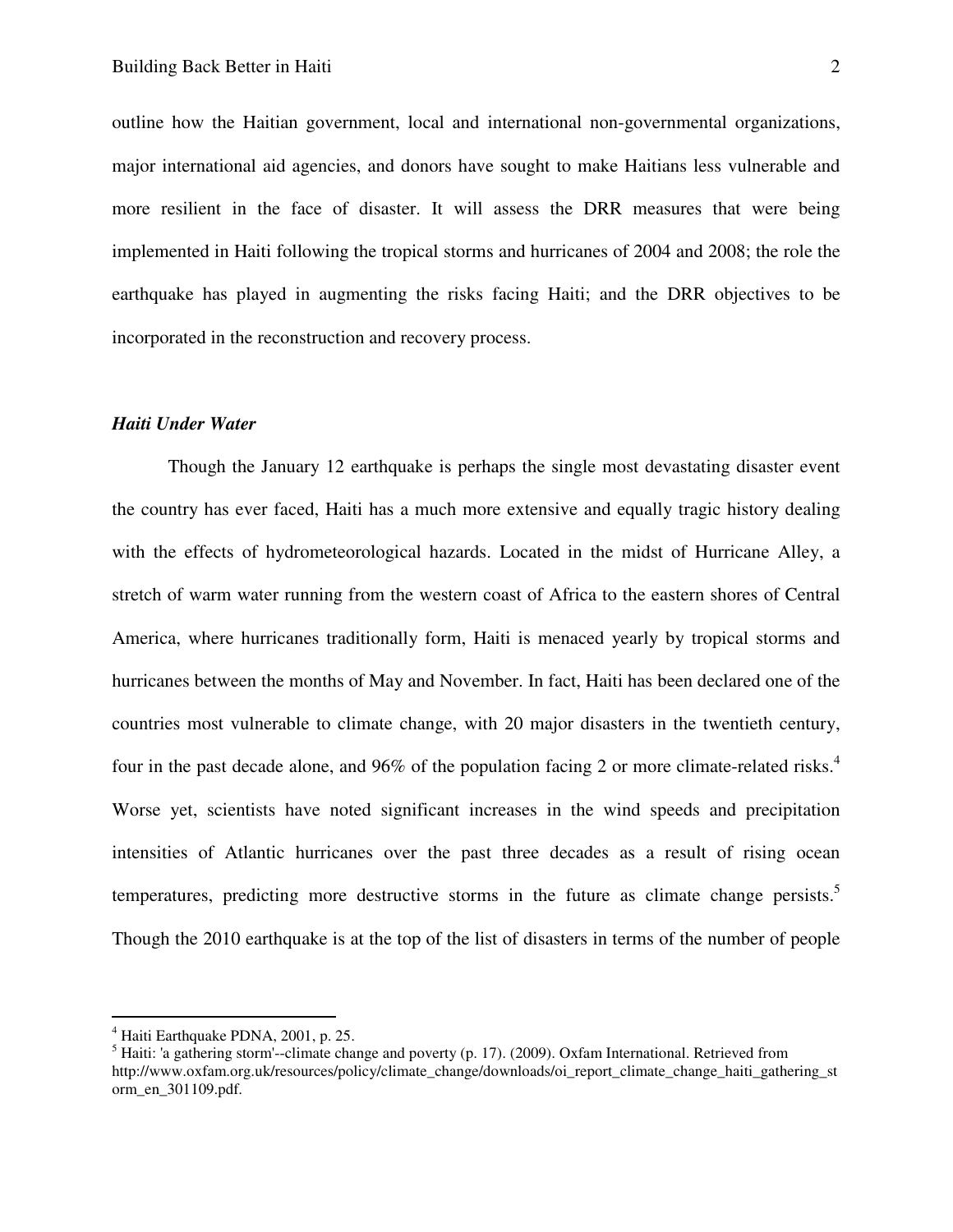outline how the Haitian government, local and international non-governmental organizations, major international aid agencies, and donors have sought to make Haitians less vulnerable and more resilient in the face of disaster. It will assess the DRR measures that were being implemented in Haiti following the tropical storms and hurricanes of 2004 and 2008; the role the earthquake has played in augmenting the risks facing Haiti; and the DRR objectives to be incorporated in the reconstruction and recovery process.

### *Haiti Under Water*

Though the January 12 earthquake is perhaps the single most devastating disaster event the country has ever faced, Haiti has a much more extensive and equally tragic history dealing with the effects of hydrometeorological hazards. Located in the midst of Hurricane Alley, a stretch of warm water running from the western coast of Africa to the eastern shores of Central America, where hurricanes traditionally form, Haiti is menaced yearly by tropical storms and hurricanes between the months of May and November. In fact, Haiti has been declared one of the countries most vulnerable to climate change, with 20 major disasters in the twentieth century, four in the past decade alone, and 96% of the population facing 2 or more climate-related risks.[4] Worse yet, scientists have noted significant increases in the wind speeds and precipitation intensities of Atlantic hurricanes over the past three decades as a result of rising ocean temperatures, predicting more destructive storms in the future as climate change persists.[5] Though the 2010 earthquake is at the top of the list of disasters in terms of the number of people

---

[4] Haiti Earthquake PDNA, 2001, p. 25.

[5] Haiti: 'a gathering storm'--climate change and poverty (p. 17). (2009). Oxfam International. Retrieved from http://www.oxfam.org.uk/resources/policy/climate_change/downloads/oi_report_climate_change_haiti_gathering_storm_en_301109.pdf.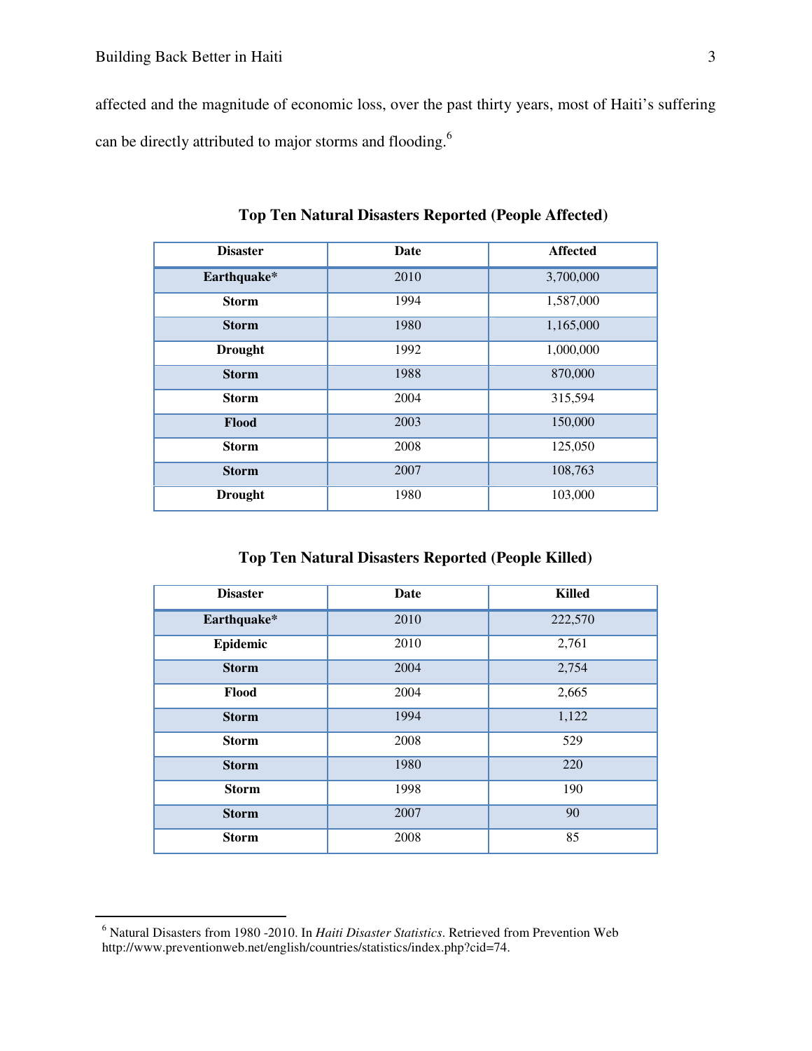affected and the magnitude of economic loss, over the past thirty years, most of Haiti's suffering can be directly attributed to major storms and flooding.[6]

**Top Ten Natural Disasters Reported (People Affected)**

| Disaster | Date | Affected |
|---|---|---|
| **Earthquake*** | 2010 | 3,700,000 |
| **Storm** | 1994 | 1,587,000 |
| **Storm** | 1980 | 1,165,000 |
| **Drought** | 1992 | 1,000,000 |
| **Storm** | 1988 | 870,000 |
| **Storm** | 2004 | 315,594 |
| **Flood** | 2003 | 150,000 |
| **Storm** | 2008 | 125,050 |
| **Storm** | 2007 | 108,763 |
| **Drought** | 1980 | 103,000 |

**Top Ten Natural Disasters Reported (People Killed)**

| Disaster | Date | Killed |
|---|---|---|
| **Earthquake*** | 2010 | 222,570 |
| **Epidemic** | 2010 | 2,761 |
| **Storm** | 2004 | 2,754 |
| **Flood** | 2004 | 2,665 |
| **Storm** | 1994 | 1,122 |
| **Storm** | 2008 | 529 |
| **Storm** | 1980 | 220 |
| **Storm** | 1998 | 190 |
| **Storm** | 2007 | 90 |
| **Storm** | 2008 | 85 |

---

[6] Natural Disasters from 1980 -2010. In *Haiti Disaster Statistics*. Retrieved from Prevention Web http://www.preventionweb.net/english/countries/statistics/index.php?cid=74.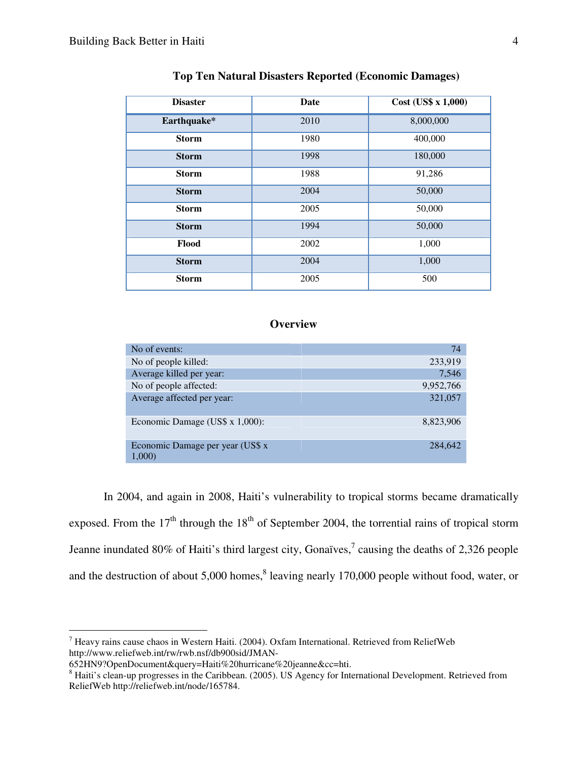**Top Ten Natural Disasters Reported (Economic Damages)**

| Disaster | Date | Cost (US$ x 1,000) |
|---|---|---|
| **Earthquake*** | 2010 | 8,000,000 |
| **Storm** | 1980 | 400,000 |
| **Storm** | 1998 | 180,000 |
| **Storm** | 1988 | 91,286 |
| **Storm** | 2004 | 50,000 |
| **Storm** | 2005 | 50,000 |
| **Storm** | 1994 | 50,000 |
| **Flood** | 2002 | 1,000 |
| **Storm** | 2004 | 1,000 |
| **Storm** | 2005 | 500 |

**Overview**

| | |
|---|---|
| No of events: | 74 |
| No of people killed: | 233,919 |
| Average killed per year: | 7,546 |
| No of people affected: | 9,952,766 |
| Average affected per year: | 321,057 |
| Economic Damage (US$ x 1,000): | 8,823,906 |
| Economic Damage per year (US$ x 1,000) | 284,642 |

In 2004, and again in 2008, Haiti's vulnerability to tropical storms became dramatically exposed. From the 17th through the 18th of September 2004, the torrential rains of tropical storm Jeanne inundated 80% of Haiti's third largest city, Gonaïves,[7] causing the deaths of 2,326 people and the destruction of about 5,000 homes,[8] leaving nearly 170,000 people without food, water, or

---

[7] Heavy rains cause chaos in Western Haiti. (2004). Oxfam International. Retrieved from ReliefWeb http://www.reliefweb.int/rw/rwb.nsf/db900sid/JMAN-652HN9?OpenDocument&query=Haiti%20hurricane%20jeanne&cc=hti.

[8] Haiti's clean-up progresses in the Caribbean. (2005). US Agency for International Development. Retrieved from ReliefWeb http://reliefweb.int/node/165784.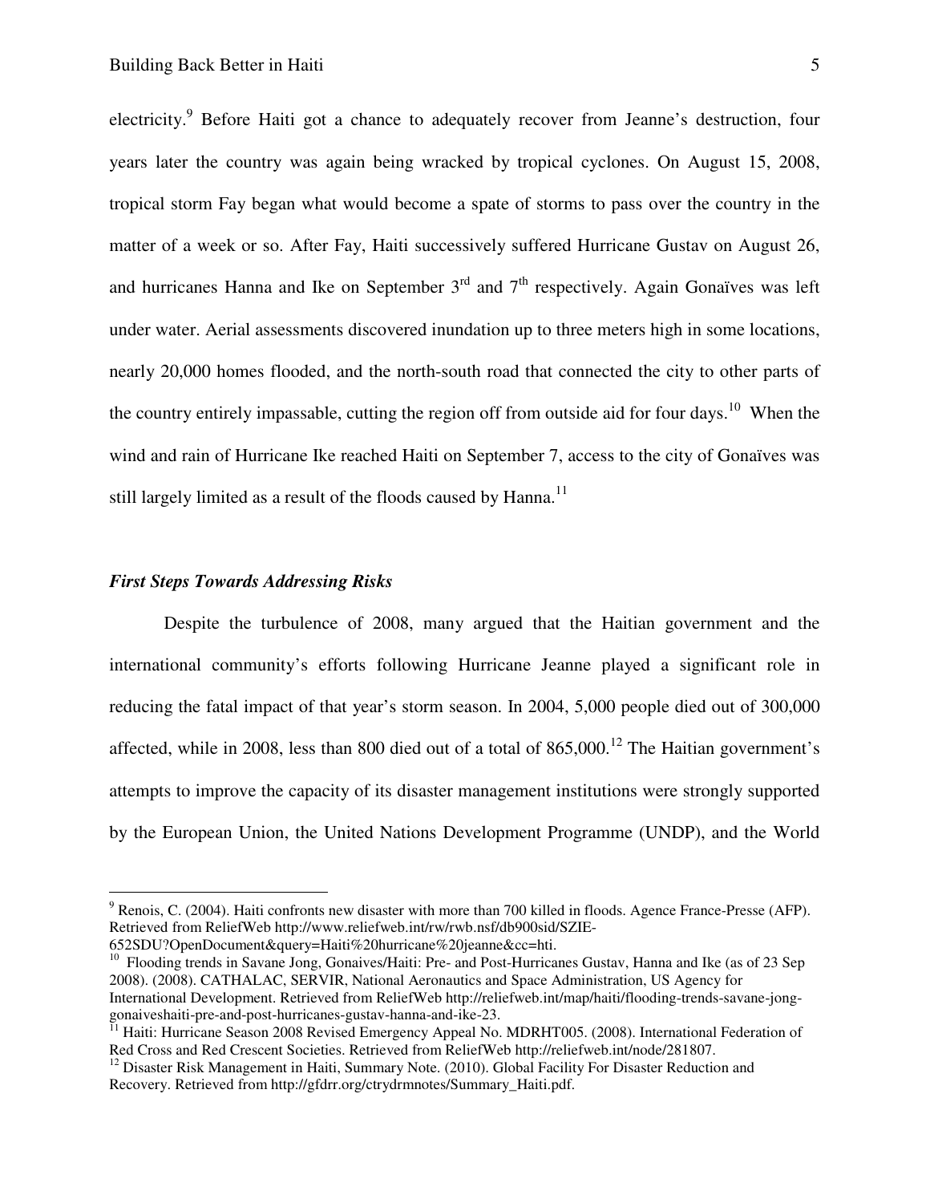electricity.[9] Before Haiti got a chance to adequately recover from Jeanne's destruction, four years later the country was again being wracked by tropical cyclones. On August 15, 2008, tropical storm Fay began what would become a spate of storms to pass over the country in the matter of a week or so. After Fay, Haiti successively suffered Hurricane Gustav on August 26, and hurricanes Hanna and Ike on September 3rd and 7th respectively. Again Gonaïves was left under water. Aerial assessments discovered inundation up to three meters high in some locations, nearly 20,000 homes flooded, and the north-south road that connected the city to other parts of the country entirely impassable, cutting the region off from outside aid for four days.[10] When the wind and rain of Hurricane Ike reached Haiti on September 7, access to the city of Gonaïves was still largely limited as a result of the floods caused by Hanna.[11]

### *First Steps Towards Addressing Risks*

Despite the turbulence of 2008, many argued that the Haitian government and the international community's efforts following Hurricane Jeanne played a significant role in reducing the fatal impact of that year's storm season. In 2004, 5,000 people died out of 300,000 affected, while in 2008, less than 800 died out of a total of 865,000.[12] The Haitian government's attempts to improve the capacity of its disaster management institutions were strongly supported by the European Union, the United Nations Development Programme (UNDP), and the World

---

[9] Renois, C. (2004). Haiti confronts new disaster with more than 700 killed in floods. Agence France-Presse (AFP). Retrieved from ReliefWeb http://www.reliefweb.int/rw/rwb.nsf/db900sid/SZIE-652SDU?OpenDocument&query=Haiti%20hurricane%20jeanne&cc=hti.

[10] Flooding trends in Savane Jong, Gonaives/Haiti: Pre- and Post-Hurricanes Gustav, Hanna and Ike (as of 23 Sep 2008). (2008). CATHALAC, SERVIR, National Aeronautics and Space Administration, US Agency for International Development. Retrieved from ReliefWeb http://reliefweb.int/map/haiti/flooding-trends-savane-jong-gonaiveshaiti-pre-and-post-hurricanes-gustav-hanna-and-ike-23.

[11] Haiti: Hurricane Season 2008 Revised Emergency Appeal No. MDRHT005. (2008). International Federation of Red Cross and Red Crescent Societies. Retrieved from ReliefWeb http://reliefweb.int/node/281807.

[12] Disaster Risk Management in Haiti, Summary Note. (2010). Global Facility For Disaster Reduction and Recovery. Retrieved from http://gfdrr.org/ctrydrmnotes/Summary_Haiti.pdf.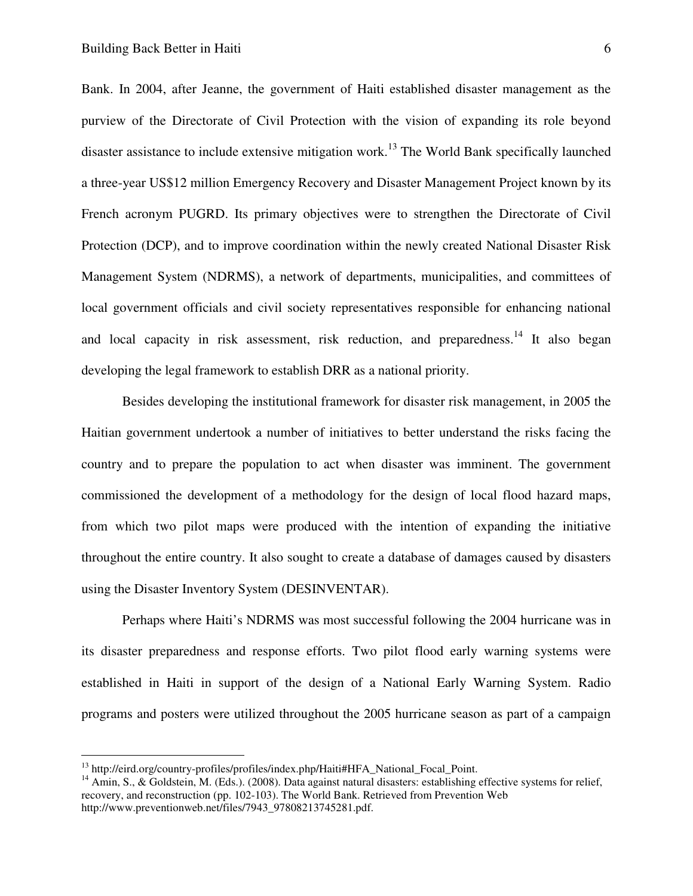Bank. In 2004, after Jeanne, the government of Haiti established disaster management as the purview of the Directorate of Civil Protection with the vision of expanding its role beyond disaster assistance to include extensive mitigation work.[13] The World Bank specifically launched a three-year US$12 million Emergency Recovery and Disaster Management Project known by its French acronym PUGRD. Its primary objectives were to strengthen the Directorate of Civil Protection (DCP), and to improve coordination within the newly created National Disaster Risk Management System (NDRMS), a network of departments, municipalities, and committees of local government officials and civil society representatives responsible for enhancing national and local capacity in risk assessment, risk reduction, and preparedness.[14] It also began developing the legal framework to establish DRR as a national priority.

Besides developing the institutional framework for disaster risk management, in 2005 the Haitian government undertook a number of initiatives to better understand the risks facing the country and to prepare the population to act when disaster was imminent. The government commissioned the development of a methodology for the design of local flood hazard maps, from which two pilot maps were produced with the intention of expanding the initiative throughout the entire country. It also sought to create a database of damages caused by disasters using the Disaster Inventory System (DESINVENTAR).

Perhaps where Haiti's NDRMS was most successful following the 2004 hurricane was in its disaster preparedness and response efforts. Two pilot flood early warning systems were established in Haiti in support of the design of a National Early Warning System. Radio programs and posters were utilized throughout the 2005 hurricane season as part of a campaign

---

[13] http://eird.org/country-profiles/profiles/index.php/Haiti#HFA_National_Focal_Point.

[14] Amin, S., & Goldstein, M. (Eds.). (2008). Data against natural disasters: establishing effective systems for relief, recovery, and reconstruction (pp. 102-103). The World Bank. Retrieved from Prevention Web http://www.preventionweb.net/files/7943_97808213745281.pdf.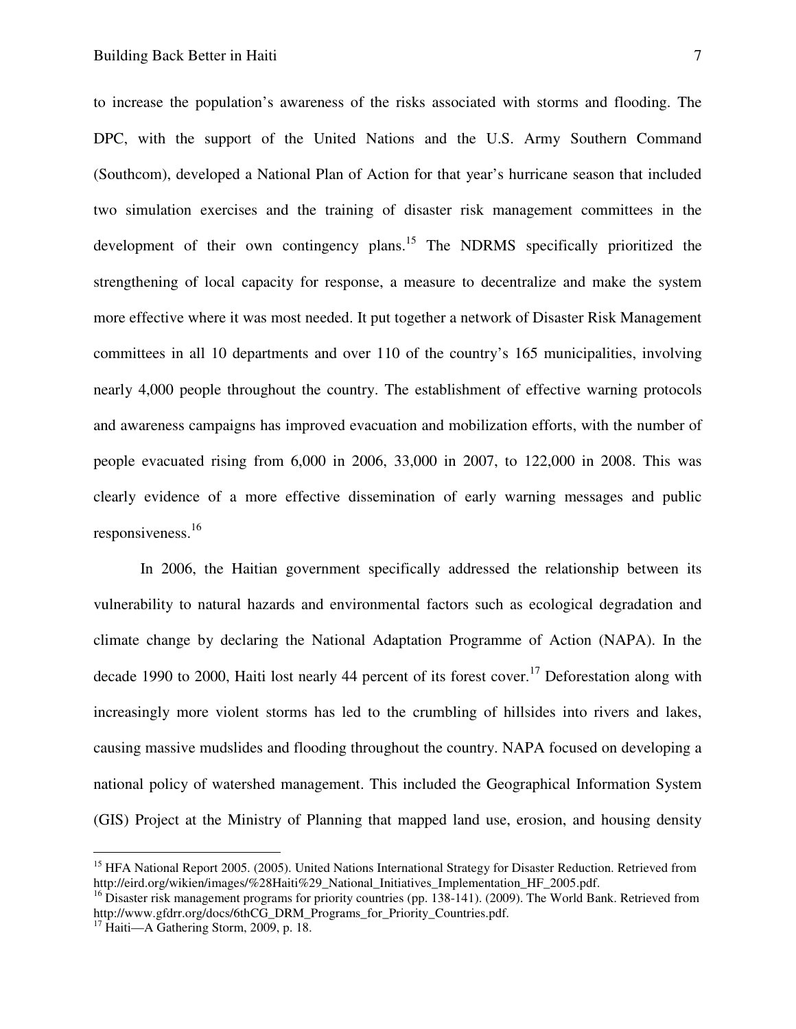to increase the population's awareness of the risks associated with storms and flooding. The DPC, with the support of the United Nations and the U.S. Army Southern Command (Southcom), developed a National Plan of Action for that year's hurricane season that included two simulation exercises and the training of disaster risk management committees in the development of their own contingency plans.[15] The NDRMS specifically prioritized the strengthening of local capacity for response, a measure to decentralize and make the system more effective where it was most needed. It put together a network of Disaster Risk Management committees in all 10 departments and over 110 of the country's 165 municipalities, involving nearly 4,000 people throughout the country. The establishment of effective warning protocols and awareness campaigns has improved evacuation and mobilization efforts, with the number of people evacuated rising from 6,000 in 2006, 33,000 in 2007, to 122,000 in 2008. This was clearly evidence of a more effective dissemination of early warning messages and public responsiveness.[16]

In 2006, the Haitian government specifically addressed the relationship between its vulnerability to natural hazards and environmental factors such as ecological degradation and climate change by declaring the National Adaptation Programme of Action (NAPA). In the decade 1990 to 2000, Haiti lost nearly 44 percent of its forest cover.[17] Deforestation along with increasingly more violent storms has led to the crumbling of hillsides into rivers and lakes, causing massive mudslides and flooding throughout the country. NAPA focused on developing a national policy of watershed management. This included the Geographical Information System (GIS) Project at the Ministry of Planning that mapped land use, erosion, and housing density

---

[15] HFA National Report 2005. (2005). United Nations International Strategy for Disaster Reduction. Retrieved from http://eird.org/wikien/images/%28Haiti%29_National_Initiatives_Implementation_HF_2005.pdf.

[16] Disaster risk management programs for priority countries (pp. 138-141). (2009). The World Bank. Retrieved from http://www.gfdrr.org/docs/6thCG_DRM_Programs_for_Priority_Countries.pdf.

[17] Haiti—A Gathering Storm, 2009, p. 18.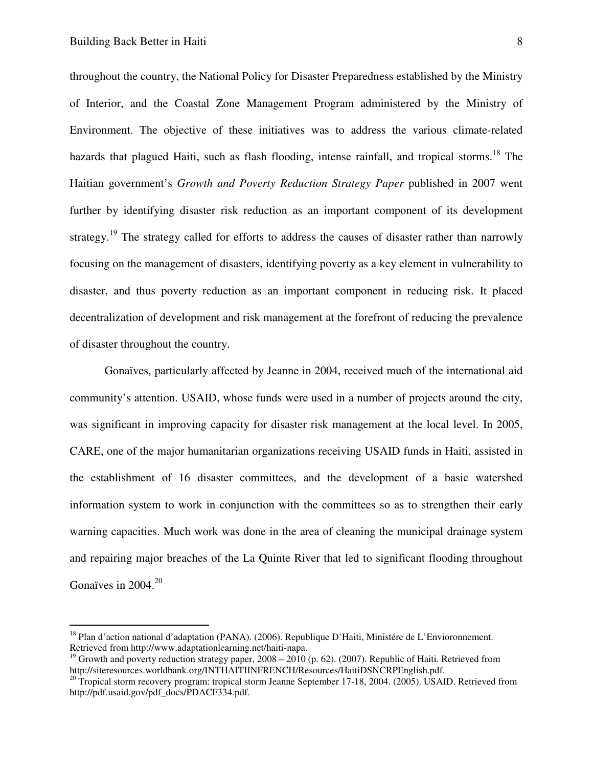throughout the country, the National Policy for Disaster Preparedness established by the Ministry of Interior, and the Coastal Zone Management Program administered by the Ministry of Environment. The objective of these initiatives was to address the various climate-related hazards that plagued Haiti, such as flash flooding, intense rainfall, and tropical storms.[18] The Haitian government's *Growth and Poverty Reduction Strategy Paper* published in 2007 went further by identifying disaster risk reduction as an important component of its development strategy.[19] The strategy called for efforts to address the causes of disaster rather than narrowly focusing on the management of disasters, identifying poverty as a key element in vulnerability to disaster, and thus poverty reduction as an important component in reducing risk. It placed decentralization of development and risk management at the forefront of reducing the prevalence of disaster throughout the country.

Gonaïves, particularly affected by Jeanne in 2004, received much of the international aid community's attention. USAID, whose funds were used in a number of projects around the city, was significant in improving capacity for disaster risk management at the local level. In 2005, CARE, one of the major humanitarian organizations receiving USAID funds in Haiti, assisted in the establishment of 16 disaster committees, and the development of a basic watershed information system to work in conjunction with the committees so as to strengthen their early warning capacities. Much work was done in the area of cleaning the municipal drainage system and repairing major breaches of the La Quinte River that led to significant flooding throughout Gonaïves in 2004.[20]

---

[18] Plan d'action national d'adaptation (PANA). (2006). Republique D'Haiti, Ministére de L'Envioronnement. Retrieved from http://www.adaptationlearning.net/haiti-napa.

[19] Growth and poverty reduction strategy paper, 2008 – 2010 (p. 62). (2007). Republic of Haiti. Retrieved from http://siteresources.worldbank.org/INTHAITIINFRENCH/Resources/HaitiDSNCRPEnglish.pdf.

[20] Tropical storm recovery program: tropical storm Jeanne September 17-18, 2004. (2005). USAID. Retrieved from http://pdf.usaid.gov/pdf_docs/PDACF334.pdf.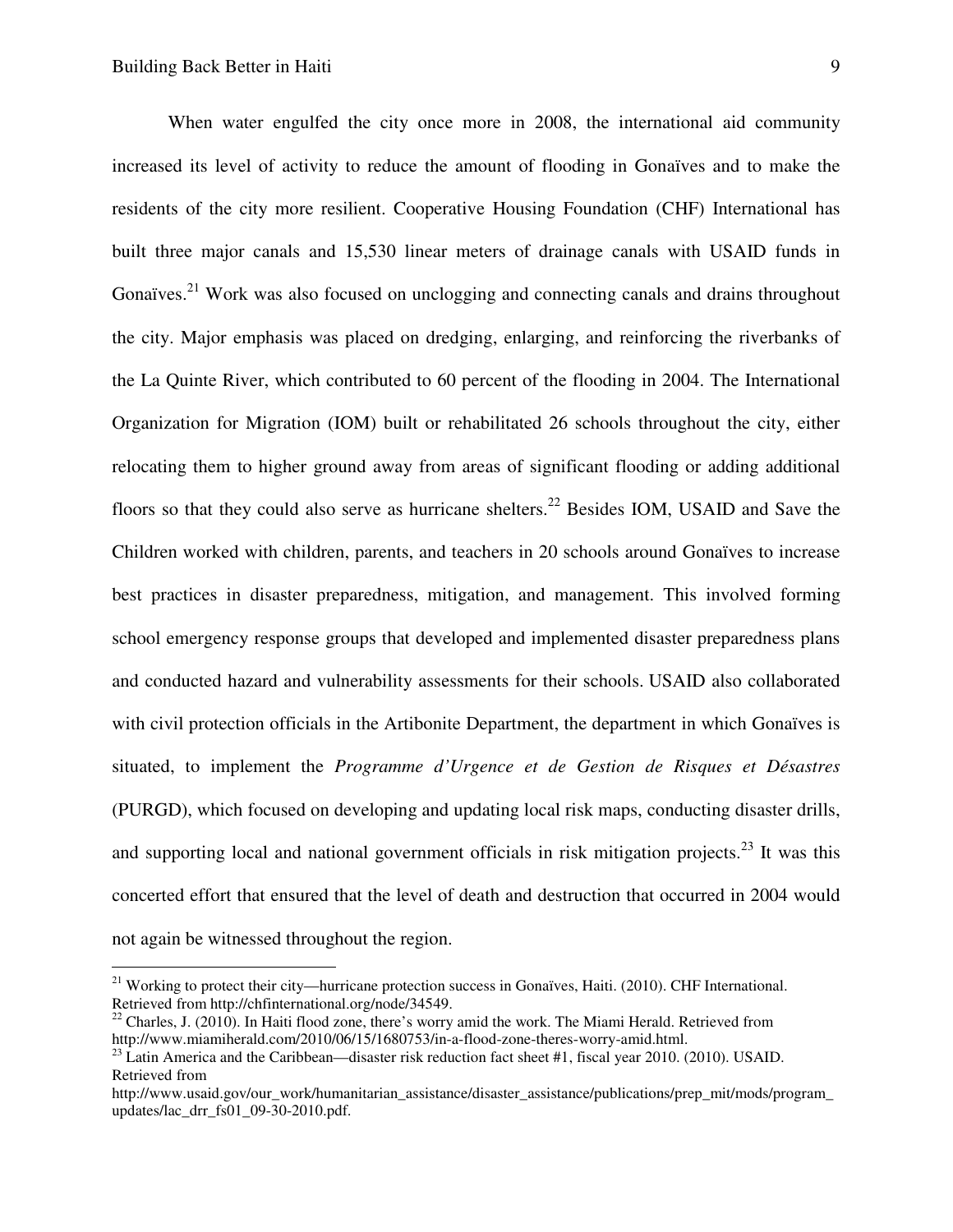When water engulfed the city once more in 2008, the international aid community increased its level of activity to reduce the amount of flooding in Gonaïves and to make the residents of the city more resilient. Cooperative Housing Foundation (CHF) International has built three major canals and 15,530 linear meters of drainage canals with USAID funds in Gonaïves.[21] Work was also focused on unclogging and connecting canals and drains throughout the city. Major emphasis was placed on dredging, enlarging, and reinforcing the riverbanks of the La Quinte River, which contributed to 60 percent of the flooding in 2004. The International Organization for Migration (IOM) built or rehabilitated 26 schools throughout the city, either relocating them to higher ground away from areas of significant flooding or adding additional floors so that they could also serve as hurricane shelters.[22] Besides IOM, USAID and Save the Children worked with children, parents, and teachers in 20 schools around Gonaïves to increase best practices in disaster preparedness, mitigation, and management. This involved forming school emergency response groups that developed and implemented disaster preparedness plans and conducted hazard and vulnerability assessments for their schools. USAID also collaborated with civil protection officials in the Artibonite Department, the department in which Gonaïves is situated, to implement the *Programme d'Urgence et de Gestion de Risques et Désastres* (PURGD), which focused on developing and updating local risk maps, conducting disaster drills, and supporting local and national government officials in risk mitigation projects.[23] It was this concerted effort that ensured that the level of death and destruction that occurred in 2004 would not again be witnessed throughout the region.

---

[21] Working to protect their city—hurricane protection success in Gonaïves, Haiti. (2010). CHF International. Retrieved from http://chfinternational.org/node/34549.

[22] Charles, J. (2010). In Haiti flood zone, there's worry amid the work. The Miami Herald. Retrieved from http://www.miamiherald.com/2010/06/15/1680753/in-a-flood-zone-theres-worry-amid.html.

[23] Latin America and the Caribbean—disaster risk reduction fact sheet #1, fiscal year 2010. (2010). USAID. Retrieved from http://www.usaid.gov/our_work/humanitarian_assistance/disaster_assistance/publications/prep_mit/mods/program_updates/lac_drr_fs01_09-30-2010.pdf.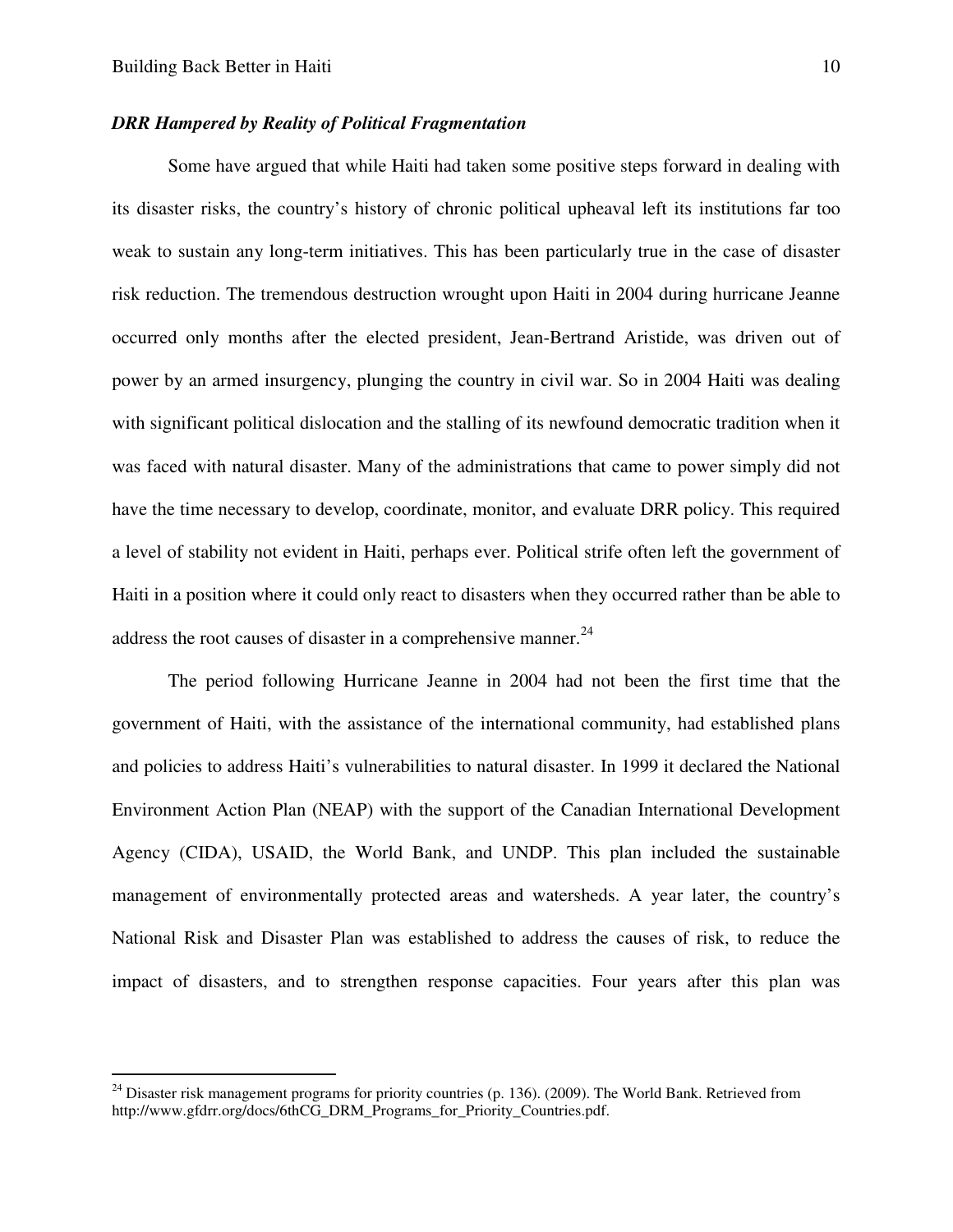***DRR Hampered by Reality of Political Fragmentation***

Some have argued that while Haiti had taken some positive steps forward in dealing with its disaster risks, the country's history of chronic political upheaval left its institutions far too weak to sustain any long-term initiatives. This has been particularly true in the case of disaster risk reduction. The tremendous destruction wrought upon Haiti in 2004 during hurricane Jeanne occurred only months after the elected president, Jean-Bertrand Aristide, was driven out of power by an armed insurgency, plunging the country in civil war. So in 2004 Haiti was dealing with significant political dislocation and the stalling of its newfound democratic tradition when it was faced with natural disaster. Many of the administrations that came to power simply did not have the time necessary to develop, coordinate, monitor, and evaluate DRR policy. This required a level of stability not evident in Haiti, perhaps ever. Political strife often left the government of Haiti in a position where it could only react to disasters when they occurred rather than be able to address the root causes of disaster in a comprehensive manner.[24]

The period following Hurricane Jeanne in 2004 had not been the first time that the government of Haiti, with the assistance of the international community, had established plans and policies to address Haiti's vulnerabilities to natural disaster. In 1999 it declared the National Environment Action Plan (NEAP) with the support of the Canadian International Development Agency (CIDA), USAID, the World Bank, and UNDP. This plan included the sustainable management of environmentally protected areas and watersheds. A year later, the country's National Risk and Disaster Plan was established to address the causes of risk, to reduce the impact of disasters, and to strengthen response capacities. Four years after this plan was

---

[24] Disaster risk management programs for priority countries (p. 136). (2009). The World Bank. Retrieved from http://www.gfdrr.org/docs/6thCG_DRM_Programs_for_Priority_Countries.pdf.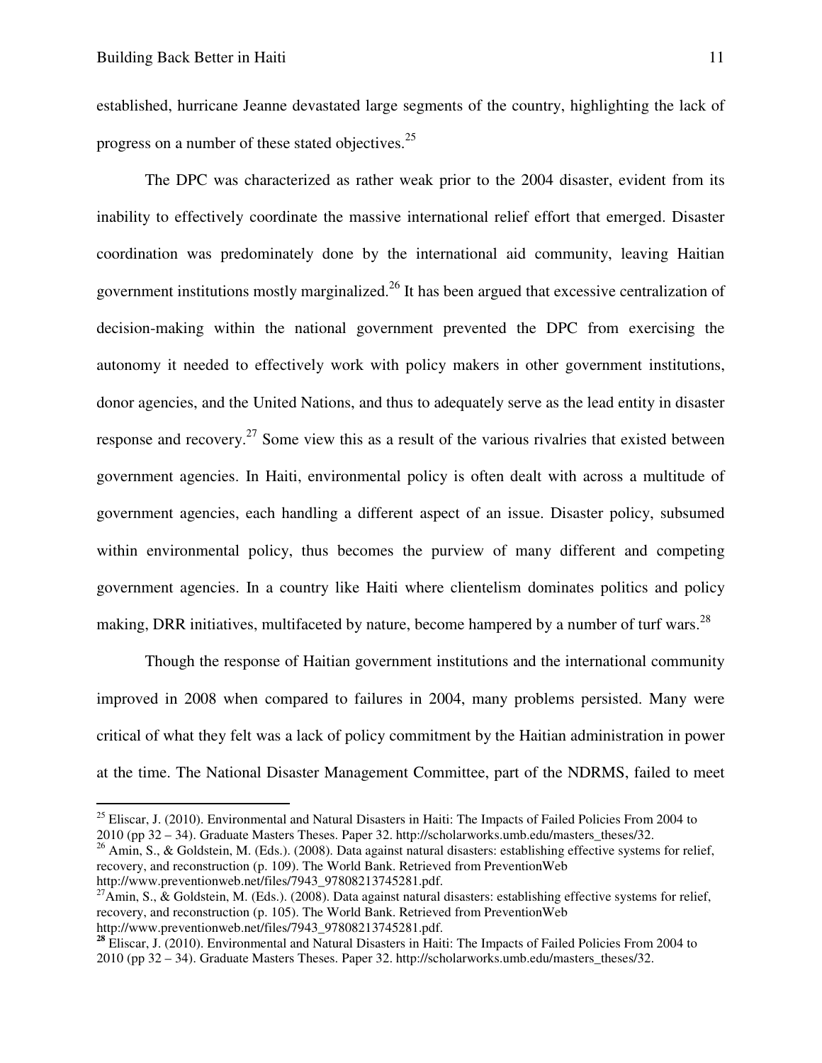established, hurricane Jeanne devastated large segments of the country, highlighting the lack of progress on a number of these stated objectives.[25]

The DPC was characterized as rather weak prior to the 2004 disaster, evident from its inability to effectively coordinate the massive international relief effort that emerged. Disaster coordination was predominately done by the international aid community, leaving Haitian government institutions mostly marginalized.[26] It has been argued that excessive centralization of decision-making within the national government prevented the DPC from exercising the autonomy it needed to effectively work with policy makers in other government institutions, donor agencies, and the United Nations, and thus to adequately serve as the lead entity in disaster response and recovery.[27] Some view this as a result of the various rivalries that existed between government agencies. In Haiti, environmental policy is often dealt with across a multitude of government agencies, each handling a different aspect of an issue. Disaster policy, subsumed within environmental policy, thus becomes the purview of many different and competing government agencies. In a country like Haiti where clientelism dominates politics and policy making, DRR initiatives, multifaceted by nature, become hampered by a number of turf wars.[28]

Though the response of Haitian government institutions and the international community improved in 2008 when compared to failures in 2004, many problems persisted. Many were critical of what they felt was a lack of policy commitment by the Haitian administration in power at the time. The National Disaster Management Committee, part of the NDRMS, failed to meet

---

[25] Eliscar, J. (2010). Environmental and Natural Disasters in Haiti: The Impacts of Failed Policies From 2004 to 2010 (pp 32 – 34). Graduate Masters Theses. Paper 32. http://scholarworks.umb.edu/masters_theses/32.

[26] Amin, S., & Goldstein, M. (Eds.). (2008). Data against natural disasters: establishing effective systems for relief, recovery, and reconstruction (p. 109). The World Bank. Retrieved from PreventionWeb http://www.preventionweb.net/files/7943_97808213745281.pdf.

[27] Amin, S., & Goldstein, M. (Eds.). (2008). Data against natural disasters: establishing effective systems for relief, recovery, and reconstruction (p. 105). The World Bank. Retrieved from PreventionWeb http://www.preventionweb.net/files/7943_97808213745281.pdf.

[28] Eliscar, J. (2010). Environmental and Natural Disasters in Haiti: The Impacts of Failed Policies From 2004 to 2010 (pp 32 – 34). Graduate Masters Theses. Paper 32. http://scholarworks.umb.edu/masters_theses/32.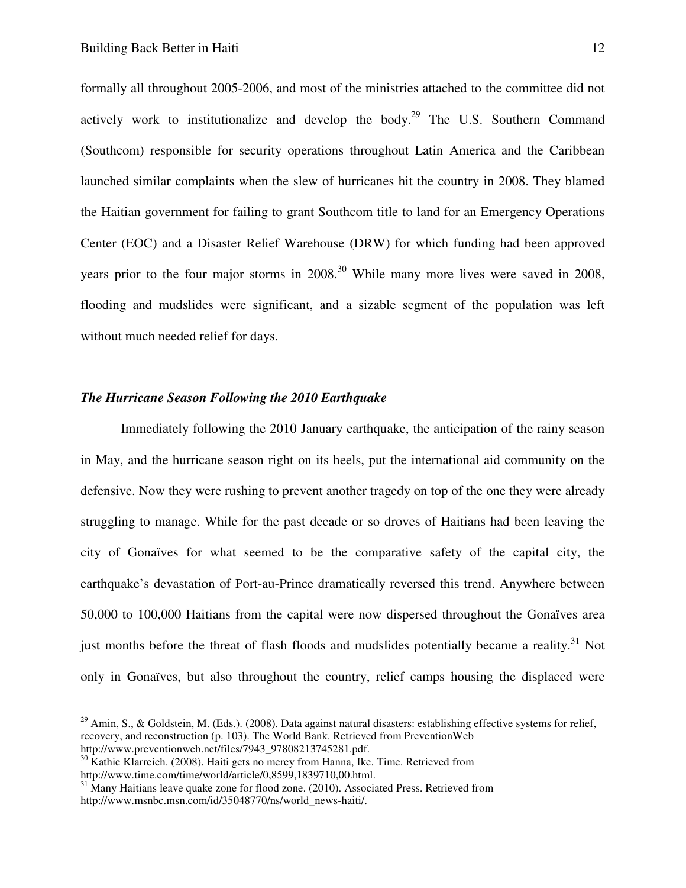formally all throughout 2005-2006, and most of the ministries attached to the committee did not actively work to institutionalize and develop the body.[29] The U.S. Southern Command (Southcom) responsible for security operations throughout Latin America and the Caribbean launched similar complaints when the slew of hurricanes hit the country in 2008. They blamed the Haitian government for failing to grant Southcom title to land for an Emergency Operations Center (EOC) and a Disaster Relief Warehouse (DRW) for which funding had been approved years prior to the four major storms in 2008.[30] While many more lives were saved in 2008, flooding and mudslides were significant, and a sizable segment of the population was left without much needed relief for days.

### *The Hurricane Season Following the 2010 Earthquake*

Immediately following the 2010 January earthquake, the anticipation of the rainy season in May, and the hurricane season right on its heels, put the international aid community on the defensive. Now they were rushing to prevent another tragedy on top of the one they were already struggling to manage. While for the past decade or so droves of Haitians had been leaving the city of Gonaïves for what seemed to be the comparative safety of the capital city, the earthquake's devastation of Port-au-Prince dramatically reversed this trend. Anywhere between 50,000 to 100,000 Haitians from the capital were now dispersed throughout the Gonaïves area just months before the threat of flash floods and mudslides potentially became a reality.[31] Not only in Gonaïves, but also throughout the country, relief camps housing the displaced were

---

[29] Amin, S., & Goldstein, M. (Eds.). (2008). Data against natural disasters: establishing effective systems for relief, recovery, and reconstruction (p. 103). The World Bank. Retrieved from PreventionWeb http://www.preventionweb.net/files/7943_97808213745281.pdf.

[30] Kathie Klarreich. (2008). Haiti gets no mercy from Hanna, Ike. Time. Retrieved from http://www.time.com/time/world/article/0,8599,1839710,00.html.

[31] Many Haitians leave quake zone for flood zone. (2010). Associated Press. Retrieved from http://www.msnbc.msn.com/id/35048770/ns/world_news-haiti/.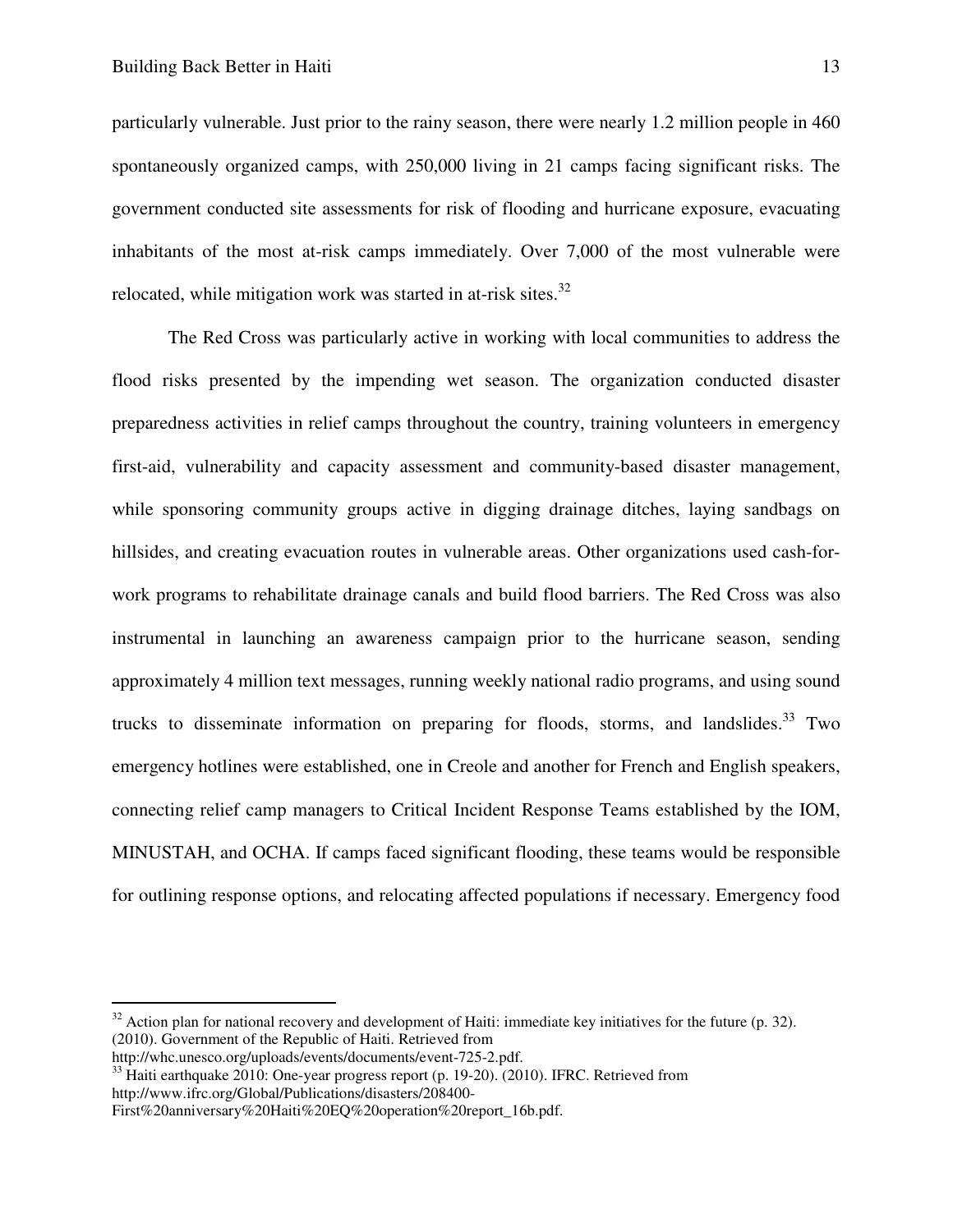particularly vulnerable. Just prior to the rainy season, there were nearly 1.2 million people in 460 spontaneously organized camps, with 250,000 living in 21 camps facing significant risks. The government conducted site assessments for risk of flooding and hurricane exposure, evacuating inhabitants of the most at-risk camps immediately. Over 7,000 of the most vulnerable were relocated, while mitigation work was started in at-risk sites.[32]

The Red Cross was particularly active in working with local communities to address the flood risks presented by the impending wet season. The organization conducted disaster preparedness activities in relief camps throughout the country, training volunteers in emergency first-aid, vulnerability and capacity assessment and community-based disaster management, while sponsoring community groups active in digging drainage ditches, laying sandbags on hillsides, and creating evacuation routes in vulnerable areas. Other organizations used cash-for-work programs to rehabilitate drainage canals and build flood barriers. The Red Cross was also instrumental in launching an awareness campaign prior to the hurricane season, sending approximately 4 million text messages, running weekly national radio programs, and using sound trucks to disseminate information on preparing for floods, storms, and landslides.[33] Two emergency hotlines were established, one in Creole and another for French and English speakers, connecting relief camp managers to Critical Incident Response Teams established by the IOM, MINUSTAH, and OCHA. If camps faced significant flooding, these teams would be responsible for outlining response options, and relocating affected populations if necessary. Emergency food

---

[32] Action plan for national recovery and development of Haiti: immediate key initiatives for the future (p. 32). (2010). Government of the Republic of Haiti. Retrieved from http://whc.unesco.org/uploads/events/documents/event-725-2.pdf.

[33] Haiti earthquake 2010: One-year progress report (p. 19-20). (2010). IFRC. Retrieved from http://www.ifrc.org/Global/Publications/disasters/208400-First%20anniversary%20Haiti%20EQ%20operation%20report_16b.pdf.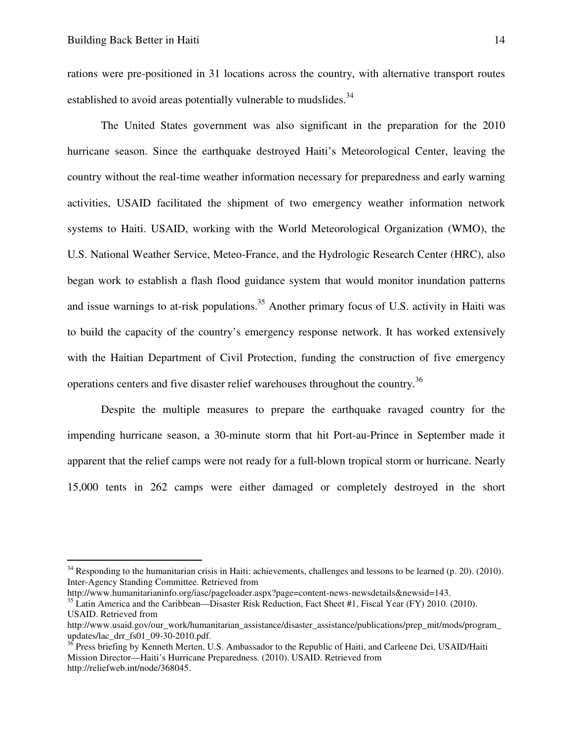rations were pre-positioned in 31 locations across the country, with alternative transport routes established to avoid areas potentially vulnerable to mudslides.[34]

The United States government was also significant in the preparation for the 2010 hurricane season. Since the earthquake destroyed Haiti's Meteorological Center, leaving the country without the real-time weather information necessary for preparedness and early warning activities, USAID facilitated the shipment of two emergency weather information network systems to Haiti. USAID, working with the World Meteorological Organization (WMO), the U.S. National Weather Service, Meteo-France, and the Hydrologic Research Center (HRC), also began work to establish a flash flood guidance system that would monitor inundation patterns and issue warnings to at-risk populations.[35] Another primary focus of U.S. activity in Haiti was to build the capacity of the country's emergency response network. It has worked extensively with the Haitian Department of Civil Protection, funding the construction of five emergency operations centers and five disaster relief warehouses throughout the country.[36]

Despite the multiple measures to prepare the earthquake ravaged country for the impending hurricane season, a 30-minute storm that hit Port-au-Prince in September made it apparent that the relief camps were not ready for a full-blown tropical storm or hurricane. Nearly 15,000 tents in 262 camps were either damaged or completely destroyed in the short

---

[34] Responding to the humanitarian crisis in Haiti: achievements, challenges and lessons to be learned (p. 20). (2010). Inter-Agency Standing Committee. Retrieved from http://www.humanitarianinfo.org/iasc/pageloader.aspx?page=content-news-newsdetails&newsid=143.

[35] Latin America and the Caribbean—Disaster Risk Reduction, Fact Sheet #1, Fiscal Year (FY) 2010. (2010). USAID. Retrieved from http://www.usaid.gov/our_work/humanitarian_assistance/disaster_assistance/publications/prep_mit/mods/program_updates/lac_drr_fs01_09-30-2010.pdf.

[36] Press briefing by Kenneth Merten, U.S. Ambassador to the Republic of Haiti, and Carleene Dei, USAID/Haiti Mission Director—Haiti's Hurricane Preparedness. (2010). USAID. Retrieved from http://reliefweb.int/node/368045.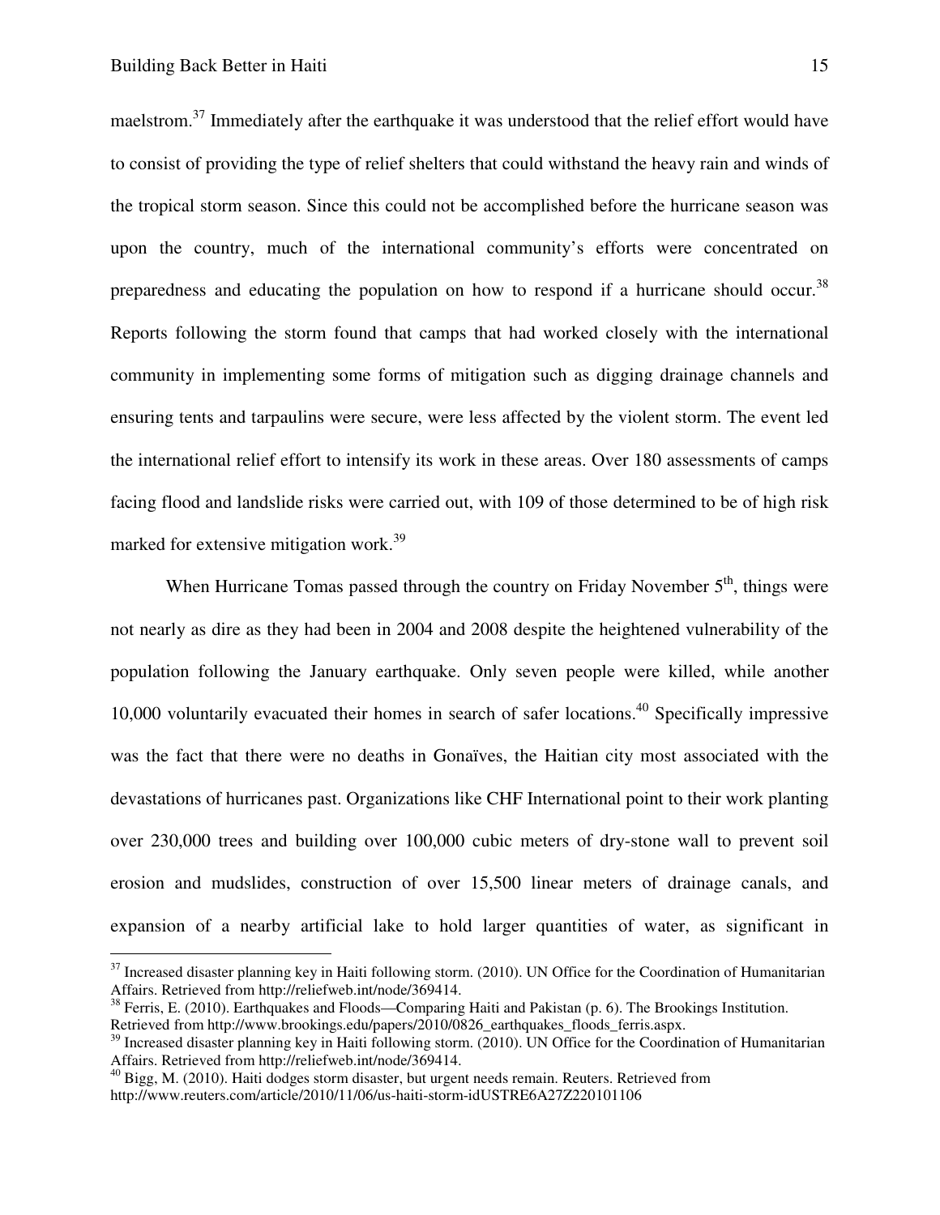maelstrom.[37] Immediately after the earthquake it was understood that the relief effort would have to consist of providing the type of relief shelters that could withstand the heavy rain and winds of the tropical storm season. Since this could not be accomplished before the hurricane season was upon the country, much of the international community's efforts were concentrated on preparedness and educating the population on how to respond if a hurricane should occur.[38] Reports following the storm found that camps that had worked closely with the international community in implementing some forms of mitigation such as digging drainage channels and ensuring tents and tarpaulins were secure, were less affected by the violent storm. The event led the international relief effort to intensify its work in these areas. Over 180 assessments of camps facing flood and landslide risks were carried out, with 109 of those determined to be of high risk marked for extensive mitigation work.[39]

When Hurricane Tomas passed through the country on Friday November 5th, things were not nearly as dire as they had been in 2004 and 2008 despite the heightened vulnerability of the population following the January earthquake. Only seven people were killed, while another 10,000 voluntarily evacuated their homes in search of safer locations.[40] Specifically impressive was the fact that there were no deaths in Gonaïves, the Haitian city most associated with the devastations of hurricanes past. Organizations like CHF International point to their work planting over 230,000 trees and building over 100,000 cubic meters of dry-stone wall to prevent soil erosion and mudslides, construction of over 15,500 linear meters of drainage canals, and expansion of a nearby artificial lake to hold larger quantities of water, as significant in

---

[37] Increased disaster planning key in Haiti following storm. (2010). UN Office for the Coordination of Humanitarian Affairs. Retrieved from http://reliefweb.int/node/369414.

[38] Ferris, E. (2010). Earthquakes and Floods—Comparing Haiti and Pakistan (p. 6). The Brookings Institution. Retrieved from http://www.brookings.edu/papers/2010/0826_earthquakes_floods_ferris.aspx.

[39] Increased disaster planning key in Haiti following storm. (2010). UN Office for the Coordination of Humanitarian Affairs. Retrieved from http://reliefweb.int/node/369414.

[40] Bigg, M. (2010). Haiti dodges storm disaster, but urgent needs remain. Reuters. Retrieved from http://www.reuters.com/article/2010/11/06/us-haiti-storm-idUSTRE6A27Z220101106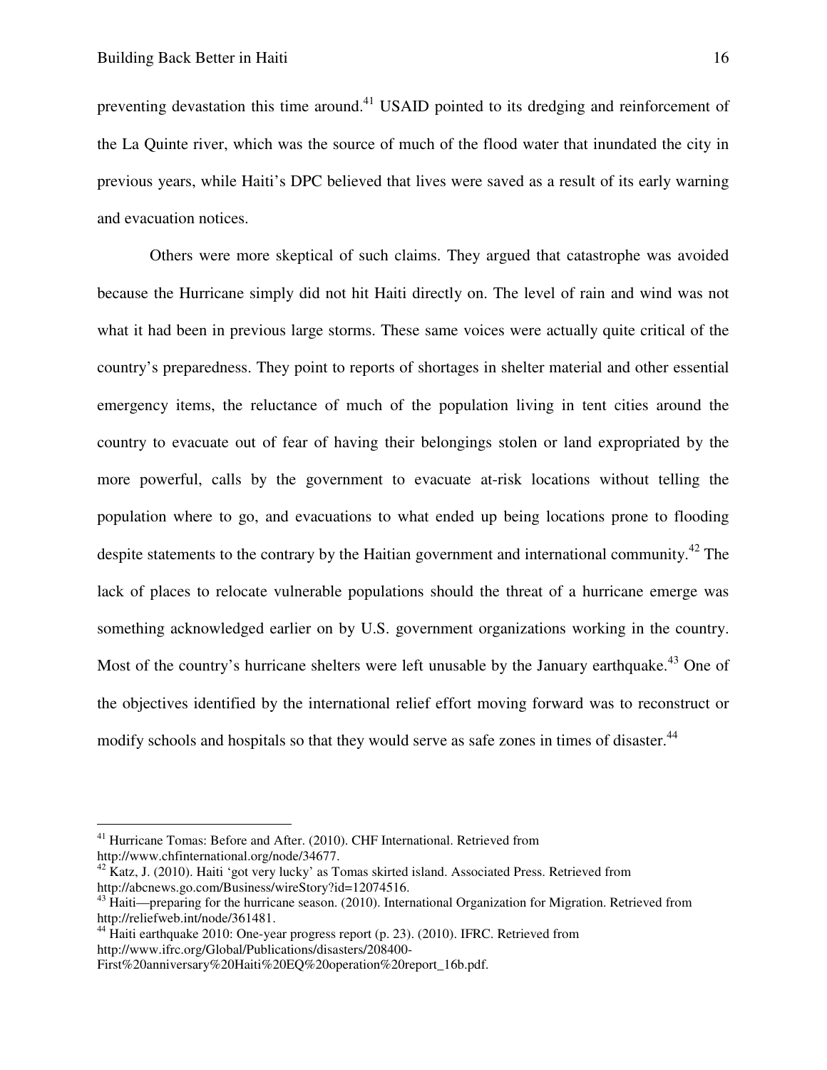preventing devastation this time around.[41] USAID pointed to its dredging and reinforcement of the La Quinte river, which was the source of much of the flood water that inundated the city in previous years, while Haiti's DPC believed that lives were saved as a result of its early warning and evacuation notices.

Others were more skeptical of such claims. They argued that catastrophe was avoided because the Hurricane simply did not hit Haiti directly on. The level of rain and wind was not what it had been in previous large storms. These same voices were actually quite critical of the country's preparedness. They point to reports of shortages in shelter material and other essential emergency items, the reluctance of much of the population living in tent cities around the country to evacuate out of fear of having their belongings stolen or land expropriated by the more powerful, calls by the government to evacuate at-risk locations without telling the population where to go, and evacuations to what ended up being locations prone to flooding despite statements to the contrary by the Haitian government and international community.[42] The lack of places to relocate vulnerable populations should the threat of a hurricane emerge was something acknowledged earlier on by U.S. government organizations working in the country. Most of the country's hurricane shelters were left unusable by the January earthquake.[43] One of the objectives identified by the international relief effort moving forward was to reconstruct or modify schools and hospitals so that they would serve as safe zones in times of disaster.[44]

---

[41] Hurricane Tomas: Before and After. (2010). CHF International. Retrieved from http://www.chfinternational.org/node/34677.

[42] Katz, J. (2010). Haiti 'got very lucky' as Tomas skirted island. Associated Press. Retrieved from http://abcnews.go.com/Business/wireStory?id=12074516.

[43] Haiti—preparing for the hurricane season. (2010). International Organization for Migration. Retrieved from http://reliefweb.int/node/361481.

[44] Haiti earthquake 2010: One-year progress report (p. 23). (2010). IFRC. Retrieved from http://www.ifrc.org/Global/Publications/disasters/208400-First%20anniversary%20Haiti%20EQ%20operation%20report_16b.pdf.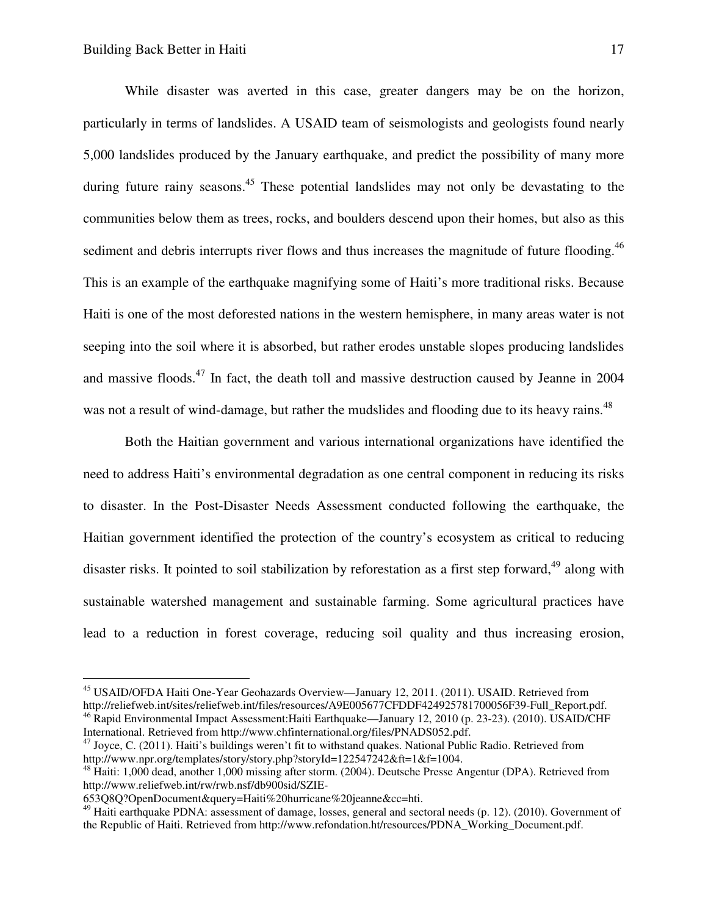While disaster was averted in this case, greater dangers may be on the horizon, particularly in terms of landslides. A USAID team of seismologists and geologists found nearly 5,000 landslides produced by the January earthquake, and predict the possibility of many more during future rainy seasons.[45] These potential landslides may not only be devastating to the communities below them as trees, rocks, and boulders descend upon their homes, but also as this sediment and debris interrupts river flows and thus increases the magnitude of future flooding.[46] This is an example of the earthquake magnifying some of Haiti's more traditional risks. Because Haiti is one of the most deforested nations in the western hemisphere, in many areas water is not seeping into the soil where it is absorbed, but rather erodes unstable slopes producing landslides and massive floods.[47] In fact, the death toll and massive destruction caused by Jeanne in 2004 was not a result of wind-damage, but rather the mudslides and flooding due to its heavy rains.[48]

Both the Haitian government and various international organizations have identified the need to address Haiti's environmental degradation as one central component in reducing its risks to disaster. In the Post-Disaster Needs Assessment conducted following the earthquake, the Haitian government identified the protection of the country's ecosystem as critical to reducing disaster risks. It pointed to soil stabilization by reforestation as a first step forward,[49] along with sustainable watershed management and sustainable farming. Some agricultural practices have lead to a reduction in forest coverage, reducing soil quality and thus increasing erosion,

---

[45] USAID/OFDA Haiti One-Year Geohazards Overview—January 12, 2011. (2011). USAID. Retrieved from http://reliefweb.int/sites/reliefweb.int/files/resources/A9E005677CFDDF424925781700056F39-Full_Report.pdf.

[46] Rapid Environmental Impact Assessment:Haiti Earthquake—January 12, 2010 (p. 23-23). (2010). USAID/CHF International. Retrieved from http://www.chfinternational.org/files/PNADS052.pdf.

[47] Joyce, C. (2011). Haiti's buildings weren't fit to withstand quakes. National Public Radio. Retrieved from http://www.npr.org/templates/story/story.php?storyId=122547242&ft=1&f=1004.

[48] Haiti: 1,000 dead, another 1,000 missing after storm. (2004). Deutsche Presse Angentur (DPA). Retrieved from http://www.reliefweb.int/rw/rwb.nsf/db900sid/SZIE-653Q8Q?OpenDocument&query=Haiti%20hurricane%20jeanne&cc=hti.

[49] Haiti earthquake PDNA: assessment of damage, losses, general and sectoral needs (p. 12). (2010). Government of the Republic of Haiti. Retrieved from http://www.refondation.ht/resources/PDNA_Working_Document.pdf.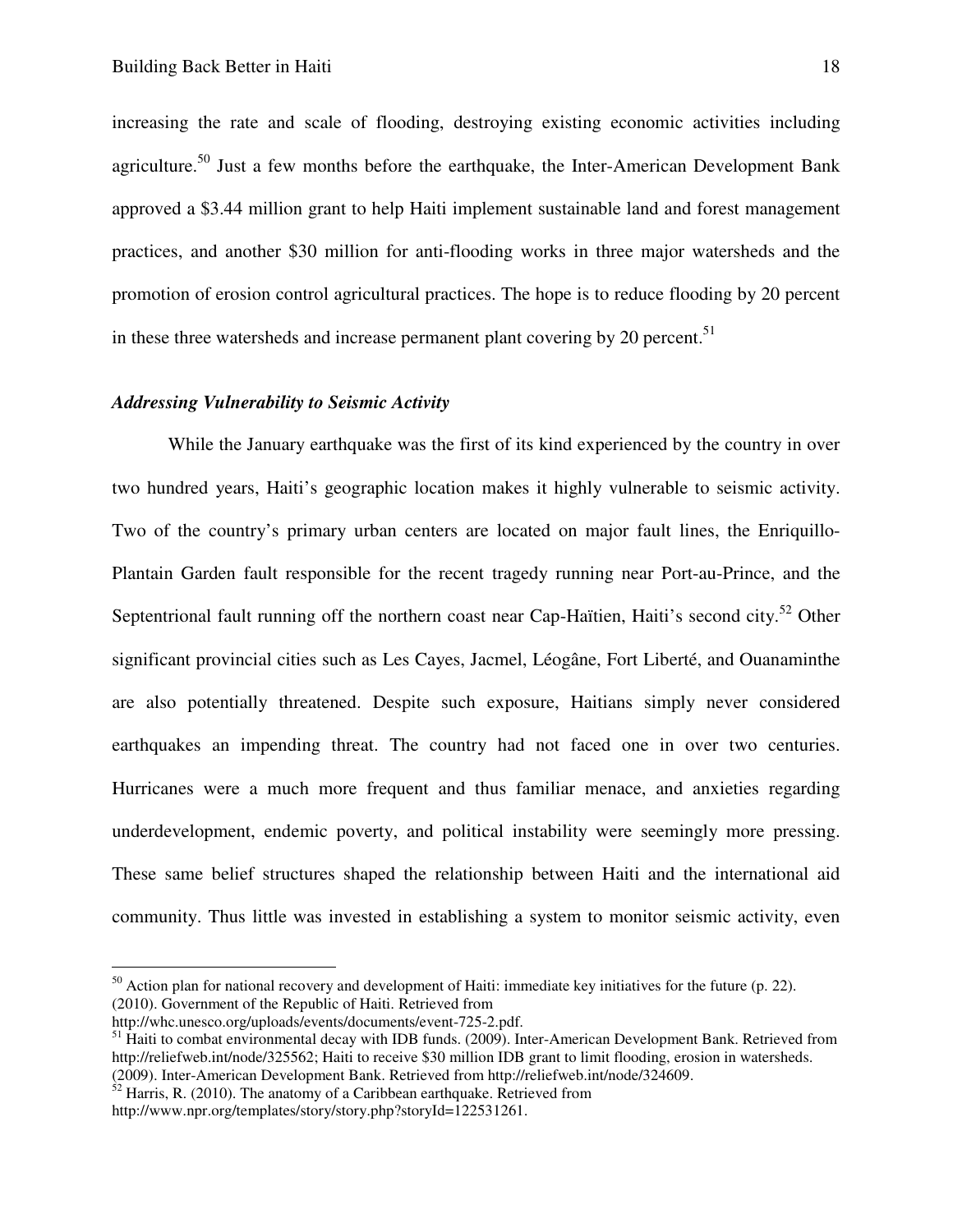increasing the rate and scale of flooding, destroying existing economic activities including agriculture.[50] Just a few months before the earthquake, the Inter-American Development Bank approved a $3.44 million grant to help Haiti implement sustainable land and forest management practices, and another $30 million for anti-flooding works in three major watersheds and the promotion of erosion control agricultural practices. The hope is to reduce flooding by 20 percent in these three watersheds and increase permanent plant covering by 20 percent.[51]

### *Addressing Vulnerability to Seismic Activity*

While the January earthquake was the first of its kind experienced by the country in over two hundred years, Haiti's geographic location makes it highly vulnerable to seismic activity. Two of the country's primary urban centers are located on major fault lines, the Enriquillo-Plantain Garden fault responsible for the recent tragedy running near Port-au-Prince, and the Septentrional fault running off the northern coast near Cap-Haïtien, Haiti's second city.[52] Other significant provincial cities such as Les Cayes, Jacmel, Léogâne, Fort Liberté, and Ouanaminthe are also potentially threatened. Despite such exposure, Haitians simply never considered earthquakes an impending threat. The country had not faced one in over two centuries. Hurricanes were a much more frequent and thus familiar menace, and anxieties regarding underdevelopment, endemic poverty, and political instability were seemingly more pressing. These same belief structures shaped the relationship between Haiti and the international aid community. Thus little was invested in establishing a system to monitor seismic activity, even

---

[50] Action plan for national recovery and development of Haiti: immediate key initiatives for the future (p. 22). (2010). Government of the Republic of Haiti. Retrieved from http://whc.unesco.org/uploads/events/documents/event-725-2.pdf.

[51] Haiti to combat environmental decay with IDB funds. (2009). Inter-American Development Bank. Retrieved from http://reliefweb.int/node/325562; Haiti to receive $30 million IDB grant to limit flooding, erosion in watersheds. (2009). Inter-American Development Bank. Retrieved from http://reliefweb.int/node/324609.

[52] Harris, R. (2010). The anatomy of a Caribbean earthquake. Retrieved from http://www.npr.org/templates/story/story.php?storyId=122531261.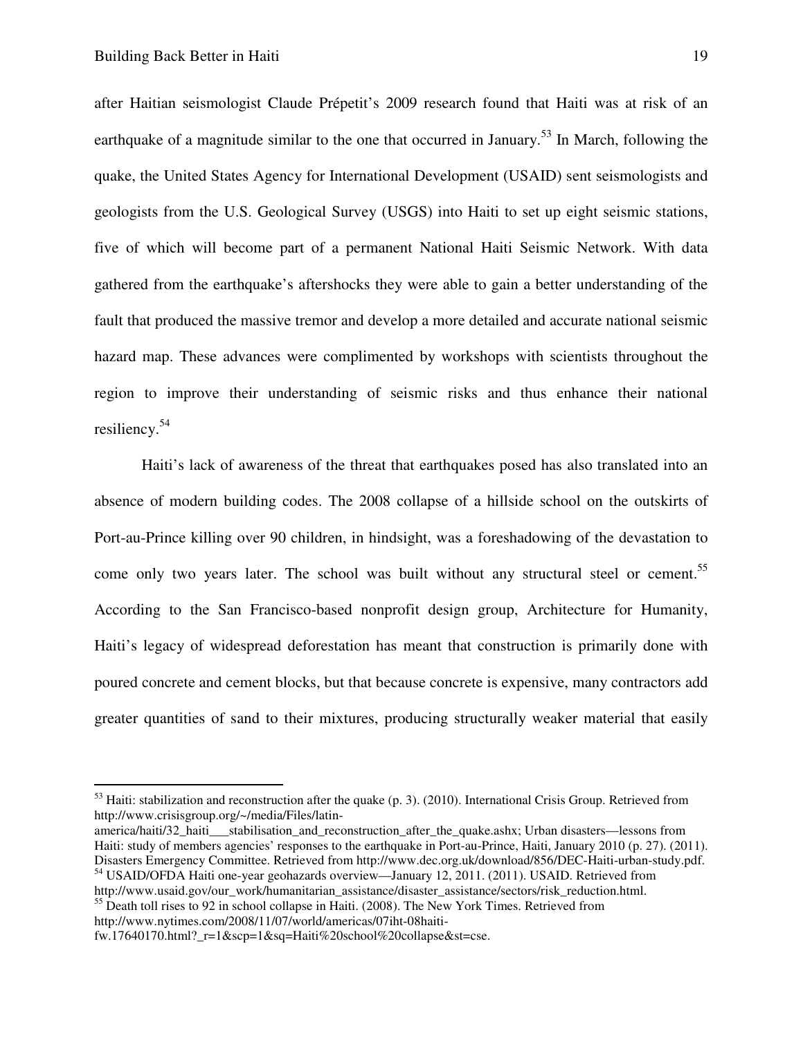after Haitian seismologist Claude Prépetit's 2009 research found that Haiti was at risk of an earthquake of a magnitude similar to the one that occurred in January.[53] In March, following the quake, the United States Agency for International Development (USAID) sent seismologists and geologists from the U.S. Geological Survey (USGS) into Haiti to set up eight seismic stations, five of which will become part of a permanent National Haiti Seismic Network. With data gathered from the earthquake's aftershocks they were able to gain a better understanding of the fault that produced the massive tremor and develop a more detailed and accurate national seismic hazard map. These advances were complimented by workshops with scientists throughout the region to improve their understanding of seismic risks and thus enhance their national resiliency.[54]

Haiti's lack of awareness of the threat that earthquakes posed has also translated into an absence of modern building codes. The 2008 collapse of a hillside school on the outskirts of Port-au-Prince killing over 90 children, in hindsight, was a foreshadowing of the devastation to come only two years later. The school was built without any structural steel or cement.[55] According to the San Francisco-based nonprofit design group, Architecture for Humanity, Haiti's legacy of widespread deforestation has meant that construction is primarily done with poured concrete and cement blocks, but that because concrete is expensive, many contractors add greater quantities of sand to their mixtures, producing structurally weaker material that easily

---

[53] Haiti: stabilization and reconstruction after the quake (p. 3). (2010). International Crisis Group. Retrieved from http://www.crisisgroup.org/~/media/Files/latin-america/haiti/32_haiti___stabilisation_and_reconstruction_after_the_quake.ashx; Urban disasters—lessons from Haiti: study of members agencies' responses to the earthquake in Port-au-Prince, Haiti, January 2010 (p. 27). (2011). Disasters Emergency Committee. Retrieved from http://www.dec.org.uk/download/856/DEC-Haiti-urban-study.pdf.

[54] USAID/OFDA Haiti one-year geohazards overview—January 12, 2011. (2011). USAID. Retrieved from http://www.usaid.gov/our_work/humanitarian_assistance/disaster_assistance/sectors/risk_reduction.html.

[55] Death toll rises to 92 in school collapse in Haiti. (2008). The New York Times. Retrieved from http://www.nytimes.com/2008/11/07/world/americas/07iht-08haiti-fw.17640170.html?_r=1&scp=1&sq=Haiti%20school%20collapse&st=cse.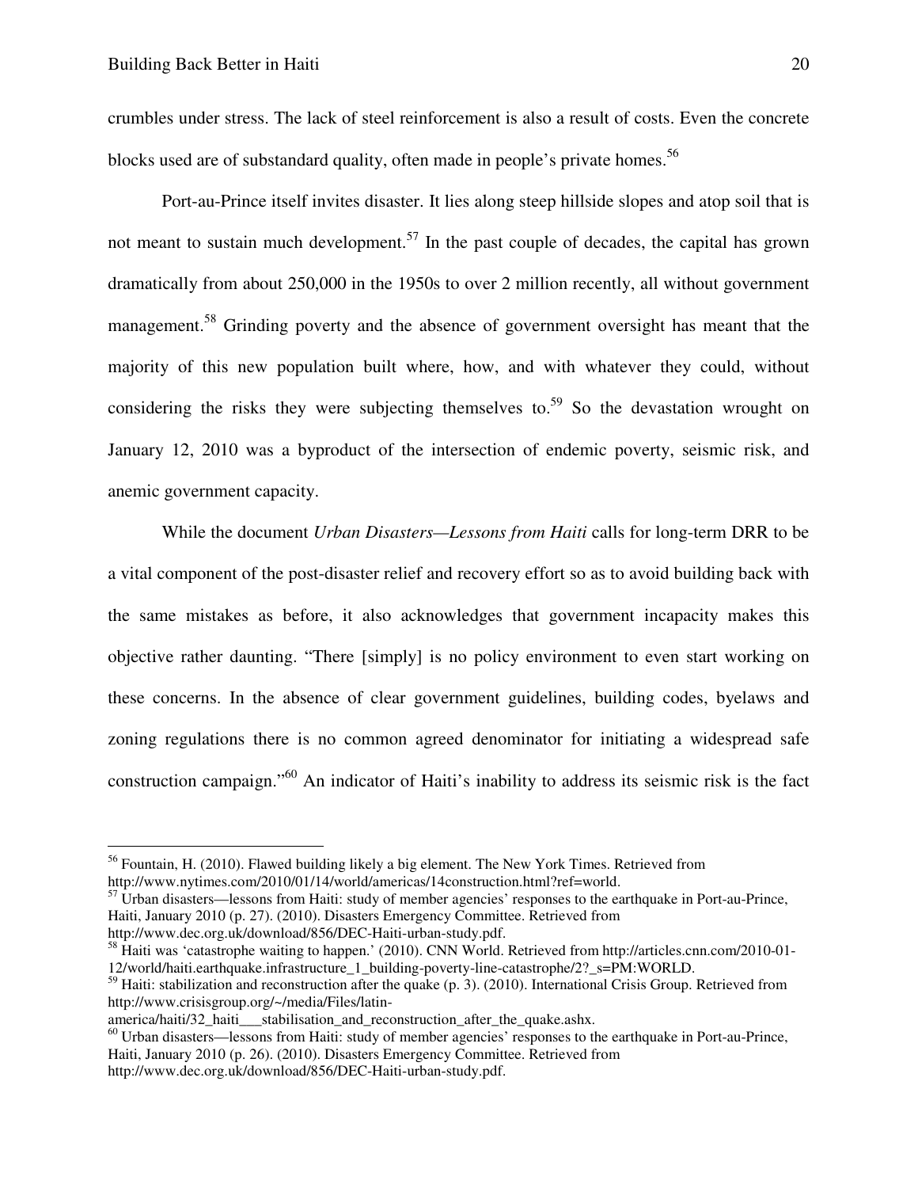crumbles under stress. The lack of steel reinforcement is also a result of costs. Even the concrete blocks used are of substandard quality, often made in people's private homes.[56]

Port-au-Prince itself invites disaster. It lies along steep hillside slopes and atop soil that is not meant to sustain much development.[57] In the past couple of decades, the capital has grown dramatically from about 250,000 in the 1950s to over 2 million recently, all without government management.[58] Grinding poverty and the absence of government oversight has meant that the majority of this new population built where, how, and with whatever they could, without considering the risks they were subjecting themselves to.[59] So the devastation wrought on January 12, 2010 was a byproduct of the intersection of endemic poverty, seismic risk, and anemic government capacity.

While the document *Urban Disasters—Lessons from Haiti* calls for long-term DRR to be a vital component of the post-disaster relief and recovery effort so as to avoid building back with the same mistakes as before, it also acknowledges that government incapacity makes this objective rather daunting. "There [simply] is no policy environment to even start working on these concerns. In the absence of clear government guidelines, building codes, byelaws and zoning regulations there is no common agreed denominator for initiating a widespread safe construction campaign."[60] An indicator of Haiti's inability to address its seismic risk is the fact

---

[56] Fountain, H. (2010). Flawed building likely a big element. The New York Times. Retrieved from http://www.nytimes.com/2010/01/14/world/americas/14construction.html?ref=world.

[57] Urban disasters—lessons from Haiti: study of member agencies' responses to the earthquake in Port-au-Prince, Haiti, January 2010 (p. 27). (2010). Disasters Emergency Committee. Retrieved from http://www.dec.org.uk/download/856/DEC-Haiti-urban-study.pdf.

[58] Haiti was 'catastrophe waiting to happen.' (2010). CNN World. Retrieved from http://articles.cnn.com/2010-01-12/world/haiti.earthquake.infrastructure_1_building-poverty-line-catastrophe/2?_s=PM:WORLD.

[59] Haiti: stabilization and reconstruction after the quake (p. 3). (2010). International Crisis Group. Retrieved from http://www.crisisgroup.org/~/media/Files/latin-america/haiti/32_haiti___stabilisation_and_reconstruction_after_the_quake.ashx.

[60] Urban disasters—lessons from Haiti: study of member agencies' responses to the earthquake in Port-au-Prince, Haiti, January 2010 (p. 26). (2010). Disasters Emergency Committee. Retrieved from http://www.dec.org.uk/download/856/DEC-Haiti-urban-study.pdf.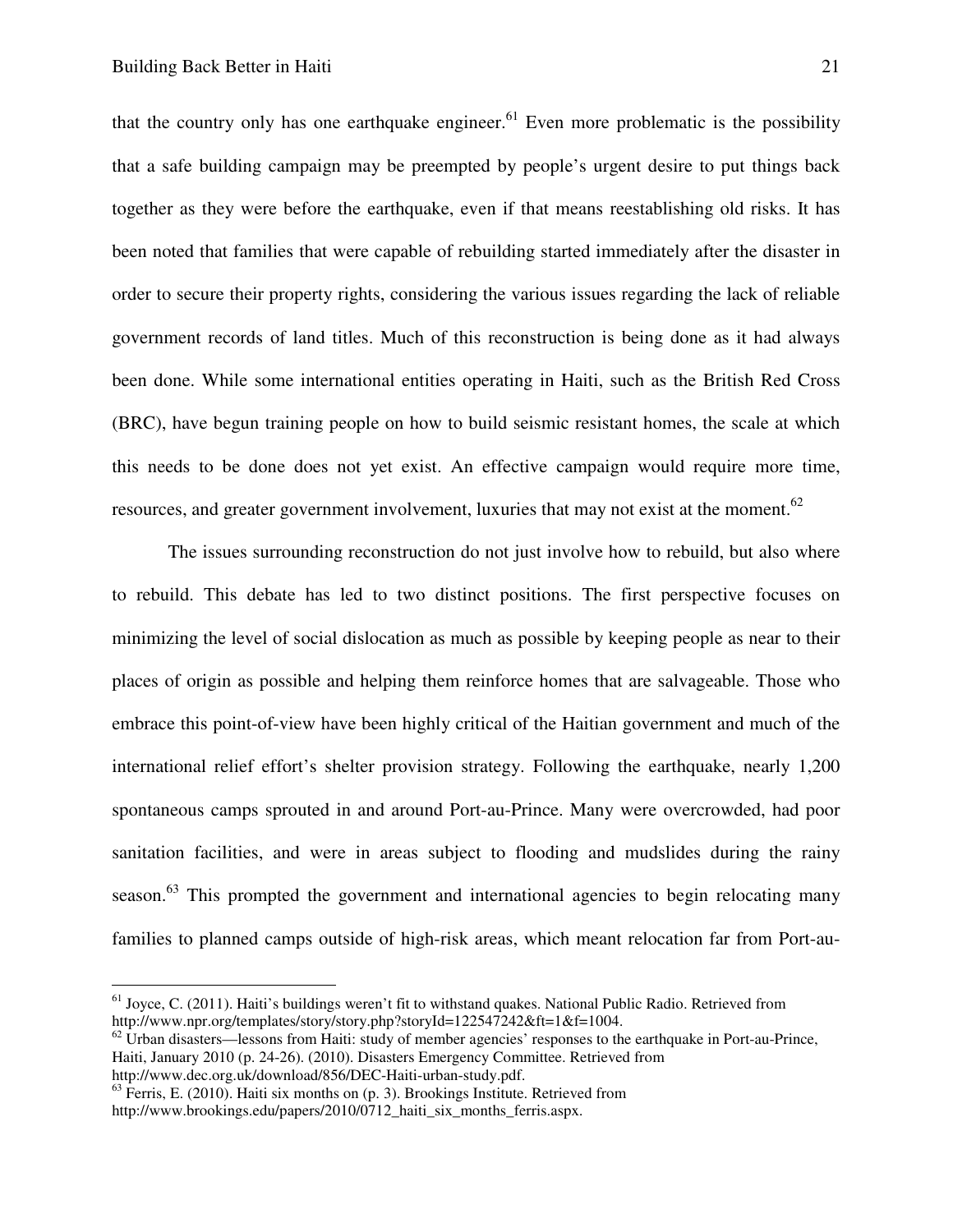that the country only has one earthquake engineer.[61] Even more problematic is the possibility that a safe building campaign may be preempted by people's urgent desire to put things back together as they were before the earthquake, even if that means reestablishing old risks. It has been noted that families that were capable of rebuilding started immediately after the disaster in order to secure their property rights, considering the various issues regarding the lack of reliable government records of land titles. Much of this reconstruction is being done as it had always been done. While some international entities operating in Haiti, such as the British Red Cross (BRC), have begun training people on how to build seismic resistant homes, the scale at which this needs to be done does not yet exist. An effective campaign would require more time, resources, and greater government involvement, luxuries that may not exist at the moment.[62]

The issues surrounding reconstruction do not just involve how to rebuild, but also where to rebuild. This debate has led to two distinct positions. The first perspective focuses on minimizing the level of social dislocation as much as possible by keeping people as near to their places of origin as possible and helping them reinforce homes that are salvageable. Those who embrace this point-of-view have been highly critical of the Haitian government and much of the international relief effort's shelter provision strategy. Following the earthquake, nearly 1,200 spontaneous camps sprouted in and around Port-au-Prince. Many were overcrowded, had poor sanitation facilities, and were in areas subject to flooding and mudslides during the rainy season.[63] This prompted the government and international agencies to begin relocating many families to planned camps outside of high-risk areas, which meant relocation far from Port-au-

---

[61] Joyce, C. (2011). Haiti's buildings weren't fit to withstand quakes. National Public Radio. Retrieved from http://www.npr.org/templates/story/story.php?storyId=122547242&ft=1&f=1004.

[62] Urban disasters—lessons from Haiti: study of member agencies' responses to the earthquake in Port-au-Prince, Haiti, January 2010 (p. 24-26). (2010). Disasters Emergency Committee. Retrieved from http://www.dec.org.uk/download/856/DEC-Haiti-urban-study.pdf.

[63] Ferris, E. (2010). Haiti six months on (p. 3). Brookings Institute. Retrieved from http://www.brookings.edu/papers/2010/0712_haiti_six_months_ferris.aspx.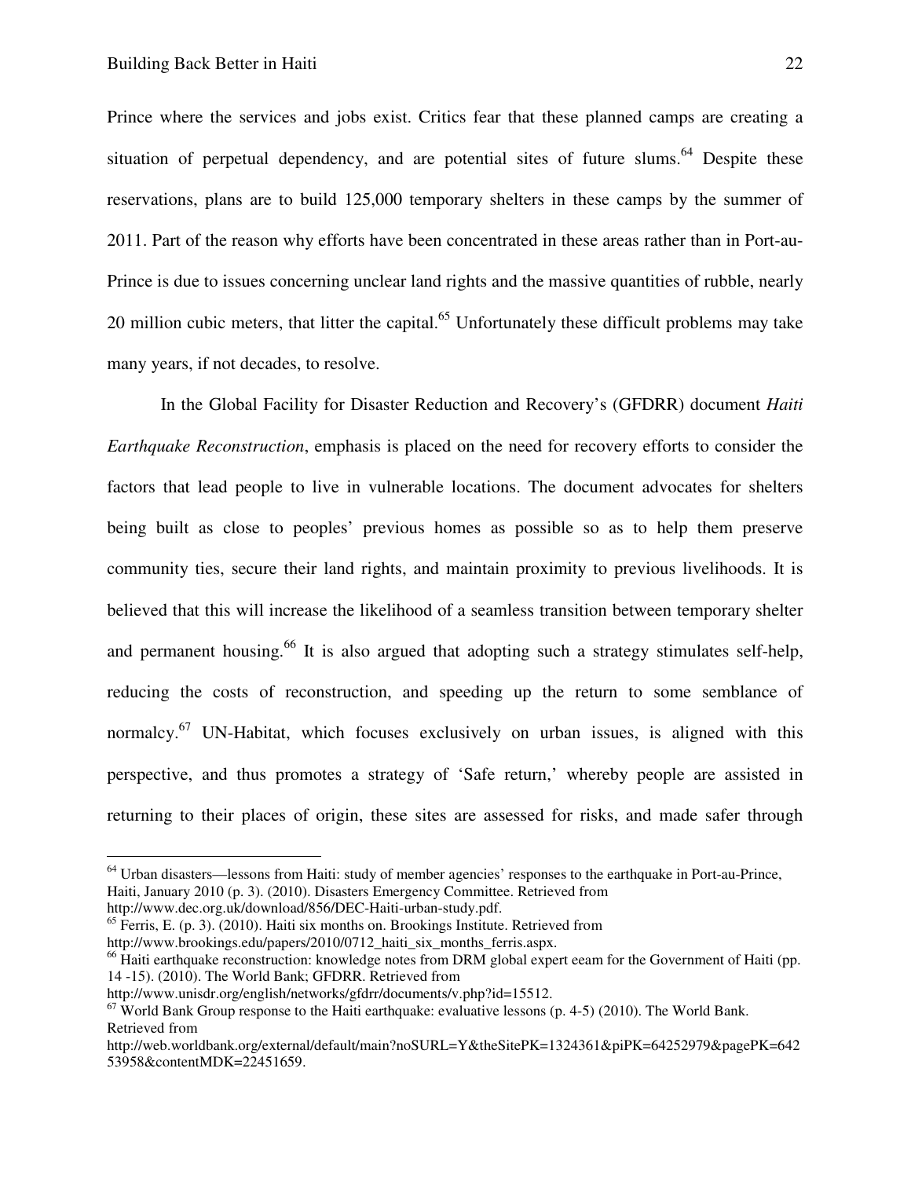Prince where the services and jobs exist. Critics fear that these planned camps are creating a situation of perpetual dependency, and are potential sites of future slums.[64] Despite these reservations, plans are to build 125,000 temporary shelters in these camps by the summer of 2011. Part of the reason why efforts have been concentrated in these areas rather than in Port-au-Prince is due to issues concerning unclear land rights and the massive quantities of rubble, nearly 20 million cubic meters, that litter the capital.[65] Unfortunately these difficult problems may take many years, if not decades, to resolve.

In the Global Facility for Disaster Reduction and Recovery's (GFDRR) document *Haiti Earthquake Reconstruction*, emphasis is placed on the need for recovery efforts to consider the factors that lead people to live in vulnerable locations. The document advocates for shelters being built as close to peoples' previous homes as possible so as to help them preserve community ties, secure their land rights, and maintain proximity to previous livelihoods. It is believed that this will increase the likelihood of a seamless transition between temporary shelter and permanent housing.[66] It is also argued that adopting such a strategy stimulates self-help, reducing the costs of reconstruction, and speeding up the return to some semblance of normalcy.[67] UN-Habitat, which focuses exclusively on urban issues, is aligned with this perspective, and thus promotes a strategy of 'Safe return,' whereby people are assisted in returning to their places of origin, these sites are assessed for risks, and made safer through

---

[64] Urban disasters—lessons from Haiti: study of member agencies' responses to the earthquake in Port-au-Prince, Haiti, January 2010 (p. 3). (2010). Disasters Emergency Committee. Retrieved from http://www.dec.org.uk/download/856/DEC-Haiti-urban-study.pdf.

[65] Ferris, E. (p. 3). (2010). Haiti six months on. Brookings Institute. Retrieved from http://www.brookings.edu/papers/2010/0712_haiti_six_months_ferris.aspx.

[66] Haiti earthquake reconstruction: knowledge notes from DRM global expert eeam for the Government of Haiti (pp. 14 -15). (2010). The World Bank; GFDRR. Retrieved from http://www.unisdr.org/english/networks/gfdrr/documents/v.php?id=15512.

[67] World Bank Group response to the Haiti earthquake: evaluative lessons (p. 4-5) (2010). The World Bank. Retrieved from http://web.worldbank.org/external/default/main?noSURL=Y&theSitePK=1324361&piPK=64252979&pagePK=64253958&contentMDK=22451659.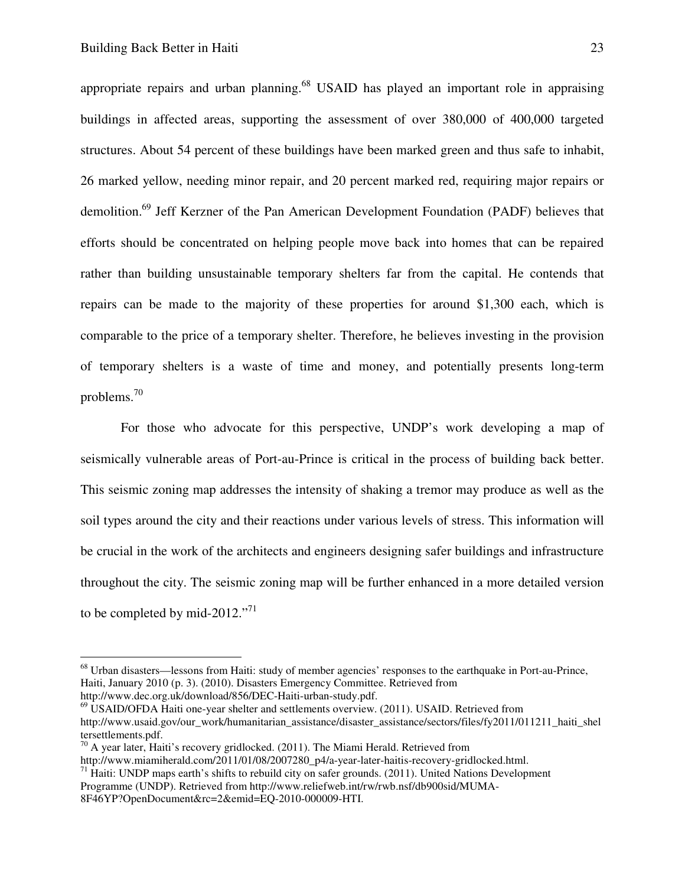appropriate repairs and urban planning.[68] USAID has played an important role in appraising buildings in affected areas, supporting the assessment of over 380,000 of 400,000 targeted structures. About 54 percent of these buildings have been marked green and thus safe to inhabit, 26 marked yellow, needing minor repair, and 20 percent marked red, requiring major repairs or demolition.[69] Jeff Kerzner of the Pan American Development Foundation (PADF) believes that efforts should be concentrated on helping people move back into homes that can be repaired rather than building unsustainable temporary shelters far from the capital. He contends that repairs can be made to the majority of these properties for around $1,300 each, which is comparable to the price of a temporary shelter. Therefore, he believes investing in the provision of temporary shelters is a waste of time and money, and potentially presents long-term problems.[70]

For those who advocate for this perspective, UNDP's work developing a map of seismically vulnerable areas of Port-au-Prince is critical in the process of building back better. This seismic zoning map addresses the intensity of shaking a tremor may produce as well as the soil types around the city and their reactions under various levels of stress. This information will be crucial in the work of the architects and engineers designing safer buildings and infrastructure throughout the city. The seismic zoning map will be further enhanced in a more detailed version to be completed by mid-2012."[71]

---

[68] Urban disasters—lessons from Haiti: study of member agencies' responses to the earthquake in Port-au-Prince, Haiti, January 2010 (p. 3). (2010). Disasters Emergency Committee. Retrieved from http://www.dec.org.uk/download/856/DEC-Haiti-urban-study.pdf.

[69] USAID/OFDA Haiti one-year shelter and settlements overview. (2011). USAID. Retrieved from http://www.usaid.gov/our_work/humanitarian_assistance/disaster_assistance/sectors/files/fy2011/011211_haiti_sheltersettlements.pdf.

[70] A year later, Haiti's recovery gridlocked. (2011). The Miami Herald. Retrieved from http://www.miamiherald.com/2011/01/08/2007280_p4/a-year-later-haitis-recovery-gridlocked.html.

[71] Haiti: UNDP maps earth's shifts to rebuild city on safer grounds. (2011). United Nations Development Programme (UNDP). Retrieved from http://www.reliefweb.int/rw/rwb.nsf/db900sid/MUMA-8F46YP?OpenDocument&rc=2&emid=EQ-2010-000009-HTI.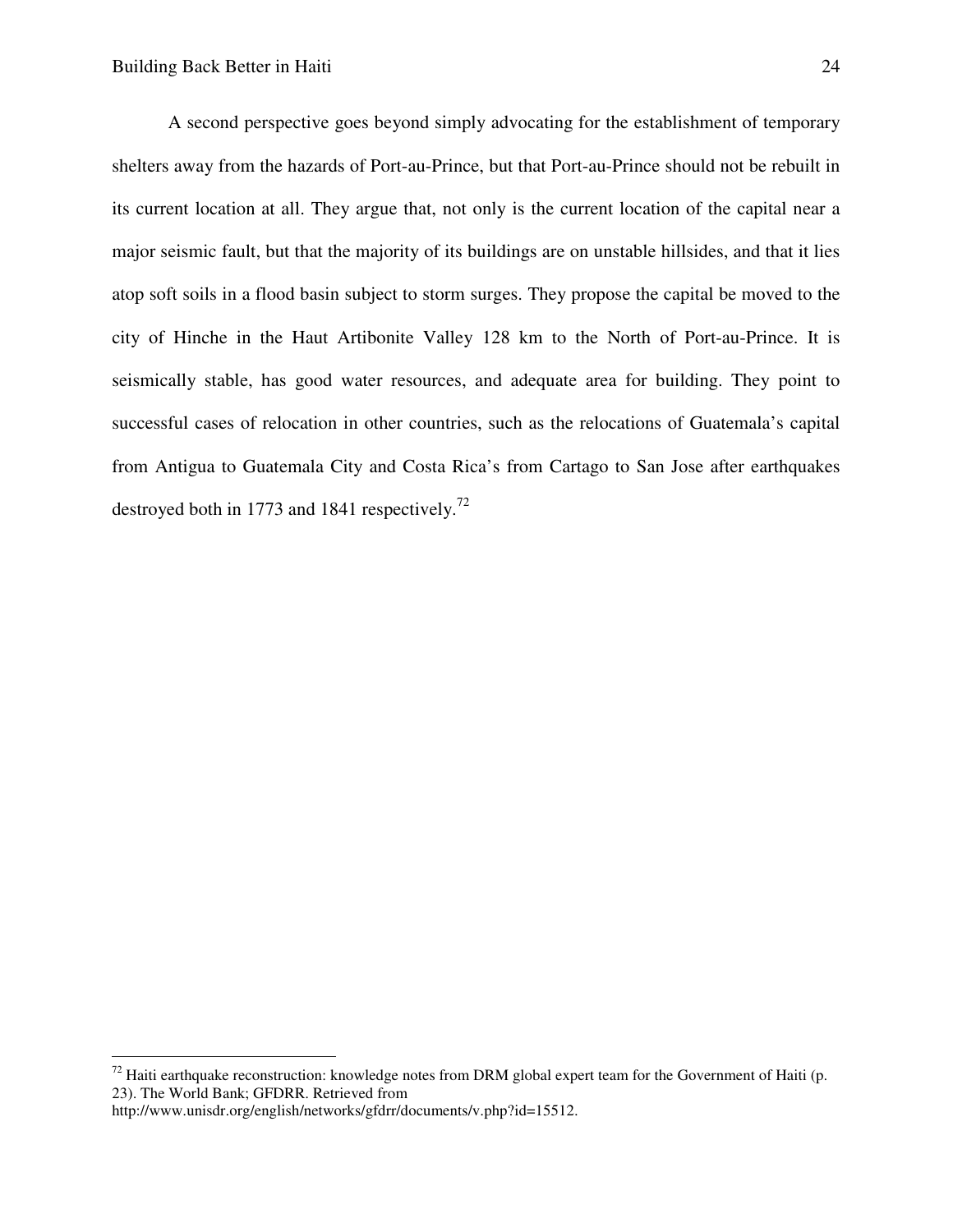A second perspective goes beyond simply advocating for the establishment of temporary shelters away from the hazards of Port-au-Prince, but that Port-au-Prince should not be rebuilt in its current location at all. They argue that, not only is the current location of the capital near a major seismic fault, but that the majority of its buildings are on unstable hillsides, and that it lies atop soft soils in a flood basin subject to storm surges. They propose the capital be moved to the city of Hinche in the Haut Artibonite Valley 128 km to the North of Port-au-Prince. It is seismically stable, has good water resources, and adequate area for building. They point to successful cases of relocation in other countries, such as the relocations of Guatemala's capital from Antigua to Guatemala City and Costa Rica's from Cartago to San Jose after earthquakes destroyed both in 1773 and 1841 respectively.[72]

---

[72] Haiti earthquake reconstruction: knowledge notes from DRM global expert team for the Government of Haiti (p. 23). The World Bank; GFDRR. Retrieved from http://www.unisdr.org/english/networks/gfdrr/documents/v.php?id=15512.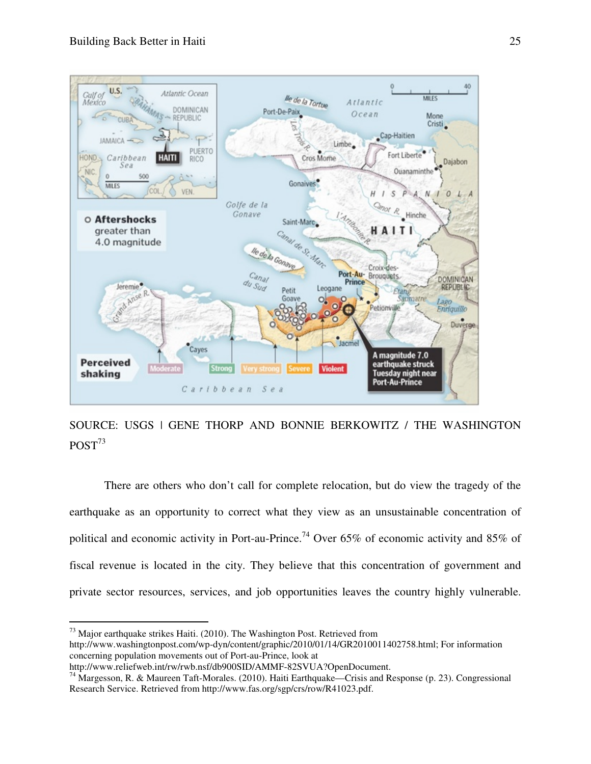SOURCE: USGS | GENE THORP AND BONNIE BERKOWITZ / THE WASHINGTON POST[73]

There are others who don't call for complete relocation, but do view the tragedy of the earthquake as an opportunity to correct what they view as an unsustainable concentration of political and economic activity in Port-au-Prince.[74] Over 65% of economic activity and 85% of fiscal revenue is located in the city. They believe that this concentration of government and private sector resources, services, and job opportunities leaves the country highly vulnerable.

---

[73] Major earthquake strikes Haiti. (2010). The Washington Post. Retrieved from http://www.washingtonpost.com/wp-dyn/content/graphic/2010/01/14/GR2010011402758.html; For information concerning population movements out of Port-au-Prince, look at http://www.reliefweb.int/rw/rwb.nsf/db900SID/AMMF-82SVUA?OpenDocument.

[74] Margesson, R. & Maureen Taft-Morales. (2010). Haiti Earthquake—Crisis and Response (p. 23). Congressional Research Service. Retrieved from http://www.fas.org/sgp/crs/row/R41023.pdf.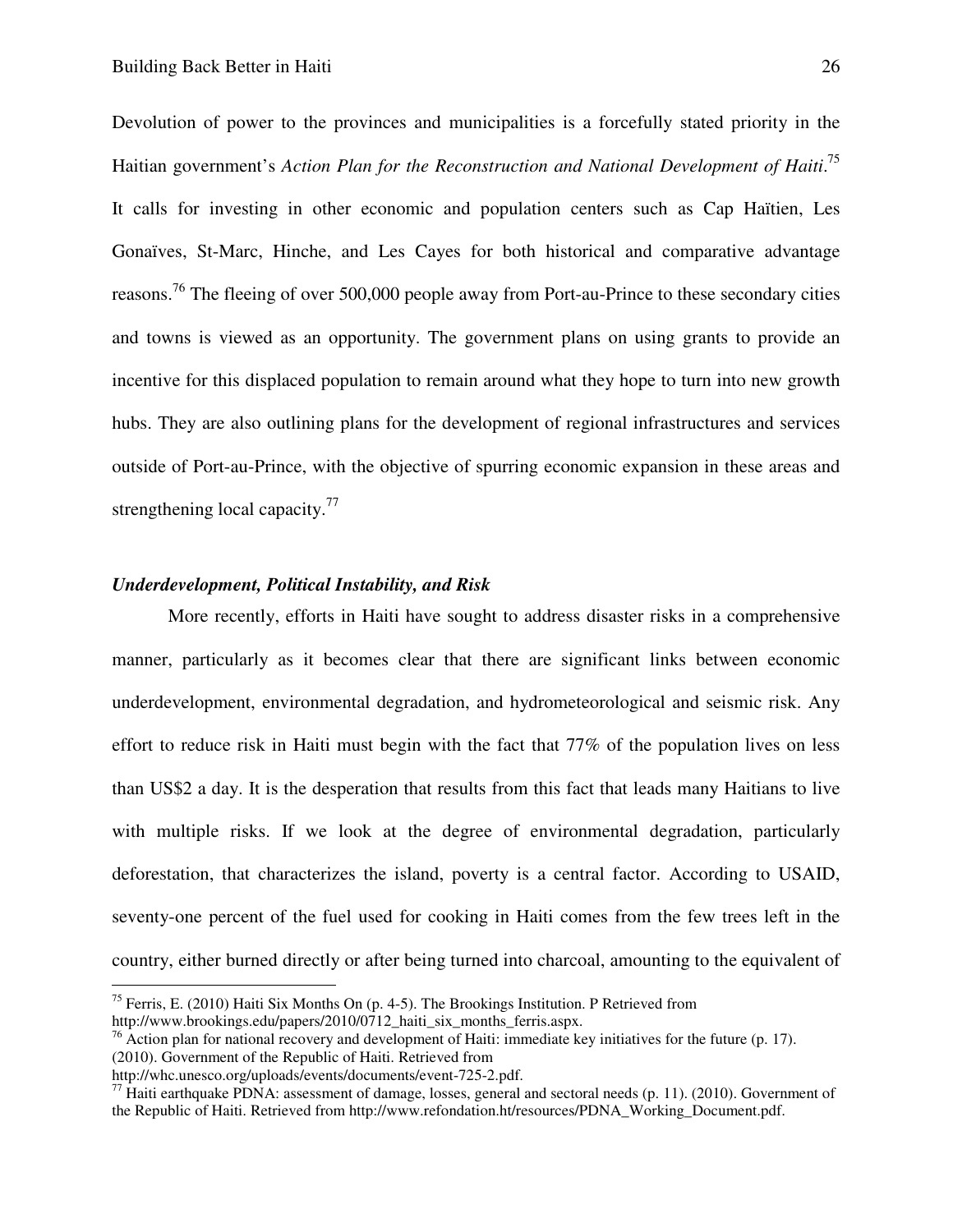Devolution of power to the provinces and municipalities is a forcefully stated priority in the Haitian government's *Action Plan for the Reconstruction and National Development of Haiti*.[75] It calls for investing in other economic and population centers such as Cap Haïtien, Les Gonaïves, St-Marc, Hinche, and Les Cayes for both historical and comparative advantage reasons.[76] The fleeing of over 500,000 people away from Port-au-Prince to these secondary cities and towns is viewed as an opportunity. The government plans on using grants to provide an incentive for this displaced population to remain around what they hope to turn into new growth hubs. They are also outlining plans for the development of regional infrastructures and services outside of Port-au-Prince, with the objective of spurring economic expansion in these areas and strengthening local capacity.[77]

### *Underdevelopment, Political Instability, and Risk*

More recently, efforts in Haiti have sought to address disaster risks in a comprehensive manner, particularly as it becomes clear that there are significant links between economic underdevelopment, environmental degradation, and hydrometeorological and seismic risk. Any effort to reduce risk in Haiti must begin with the fact that 77% of the population lives on less than US$2 a day. It is the desperation that results from this fact that leads many Haitians to live with multiple risks. If we look at the degree of environmental degradation, particularly deforestation, that characterizes the island, poverty is a central factor. According to USAID, seventy-one percent of the fuel used for cooking in Haiti comes from the few trees left in the country, either burned directly or after being turned into charcoal, amounting to the equivalent of

---

[75] Ferris, E. (2010) Haiti Six Months On (p. 4-5). The Brookings Institution. P Retrieved from http://www.brookings.edu/papers/2010/0712_haiti_six_months_ferris.aspx.

[76] Action plan for national recovery and development of Haiti: immediate key initiatives for the future (p. 17). (2010). Government of the Republic of Haiti. Retrieved from http://whc.unesco.org/uploads/events/documents/event-725-2.pdf.

[77] Haiti earthquake PDNA: assessment of damage, losses, general and sectoral needs (p. 11). (2010). Government of the Republic of Haiti. Retrieved from http://www.refondation.ht/resources/PDNA_Working_Document.pdf.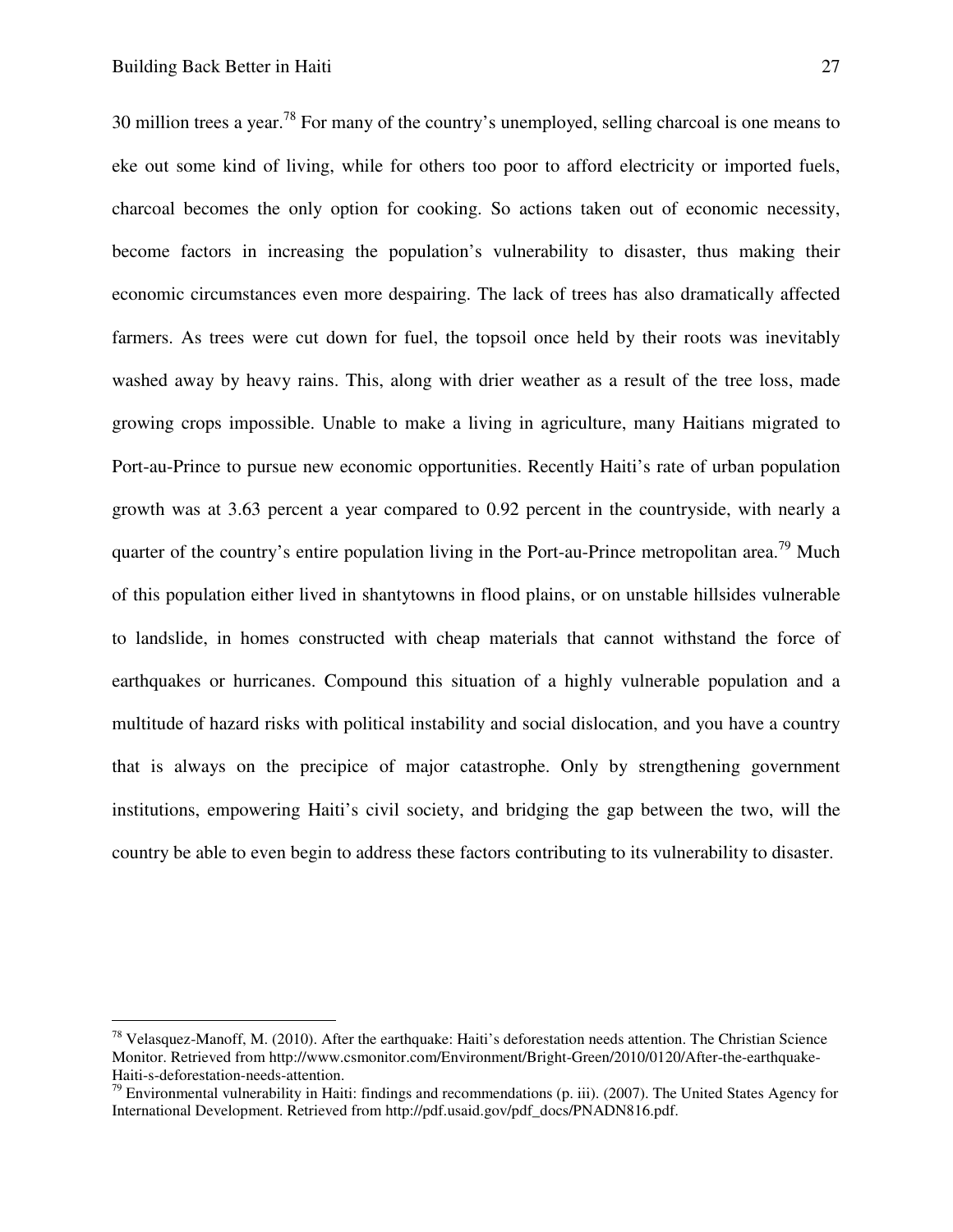30 million trees a year.[78] For many of the country's unemployed, selling charcoal is one means to eke out some kind of living, while for others too poor to afford electricity or imported fuels, charcoal becomes the only option for cooking. So actions taken out of economic necessity, become factors in increasing the population's vulnerability to disaster, thus making their economic circumstances even more despairing. The lack of trees has also dramatically affected farmers. As trees were cut down for fuel, the topsoil once held by their roots was inevitably washed away by heavy rains. This, along with drier weather as a result of the tree loss, made growing crops impossible. Unable to make a living in agriculture, many Haitians migrated to Port-au-Prince to pursue new economic opportunities. Recently Haiti's rate of urban population growth was at 3.63 percent a year compared to 0.92 percent in the countryside, with nearly a quarter of the country's entire population living in the Port-au-Prince metropolitan area.[79] Much of this population either lived in shantytowns in flood plains, or on unstable hillsides vulnerable to landslide, in homes constructed with cheap materials that cannot withstand the force of earthquakes or hurricanes. Compound this situation of a highly vulnerable population and a multitude of hazard risks with political instability and social dislocation, and you have a country that is always on the precipice of major catastrophe. Only by strengthening government institutions, empowering Haiti's civil society, and bridging the gap between the two, will the country be able to even begin to address these factors contributing to its vulnerability to disaster.

---

[78] Velasquez-Manoff, M. (2010). After the earthquake: Haiti's deforestation needs attention. The Christian Science Monitor. Retrieved from http://www.csmonitor.com/Environment/Bright-Green/2010/0120/After-the-earthquake-Haiti-s-deforestation-needs-attention.

[79] Environmental vulnerability in Haiti: findings and recommendations (p. iii). (2007). The United States Agency for International Development. Retrieved from http://pdf.usaid.gov/pdf_docs/PNADN816.pdf.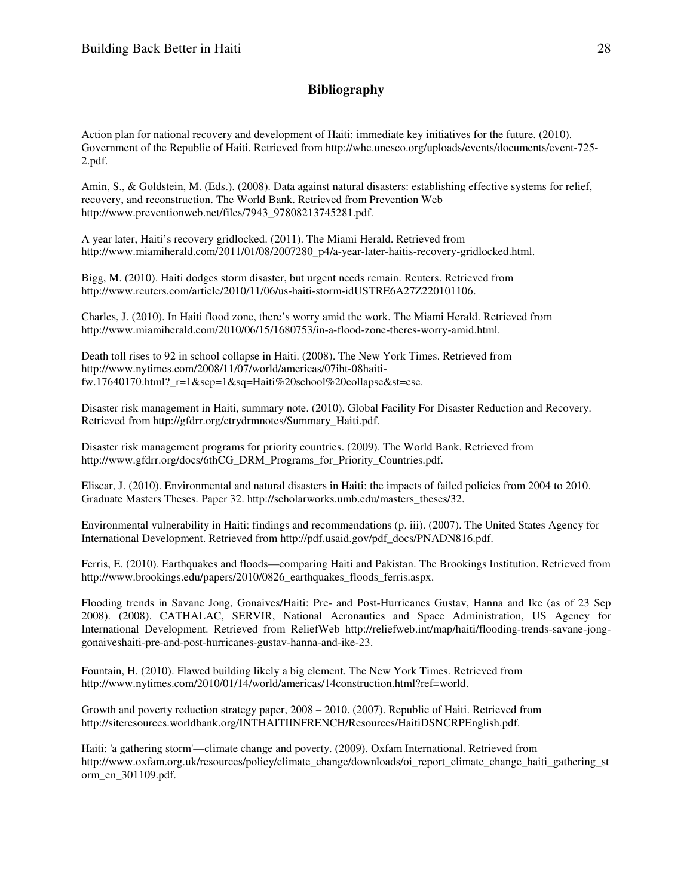## Bibliography

Action plan for national recovery and development of Haiti: immediate key initiatives for the future. (2010). Government of the Republic of Haiti. Retrieved from http://whc.unesco.org/uploads/events/documents/event-725-2.pdf.

Amin, S., & Goldstein, M. (Eds.). (2008). Data against natural disasters: establishing effective systems for relief, recovery, and reconstruction. The World Bank. Retrieved from Prevention Web http://www.preventionweb.net/files/7943_97808213745281.pdf.

A year later, Haiti's recovery gridlocked. (2011). The Miami Herald. Retrieved from http://www.miamiherald.com/2011/01/08/2007280_p4/a-year-later-haitis-recovery-gridlocked.html.

Bigg, M. (2010). Haiti dodges storm disaster, but urgent needs remain. Reuters. Retrieved from http://www.reuters.com/article/2010/11/06/us-haiti-storm-idUSTRE6A27Z220101106.

Charles, J. (2010). In Haiti flood zone, there's worry amid the work. The Miami Herald. Retrieved from http://www.miamiherald.com/2010/06/15/1680753/in-a-flood-zone-theres-worry-amid.html.

Death toll rises to 92 in school collapse in Haiti. (2008). The New York Times. Retrieved from http://www.nytimes.com/2008/11/07/world/americas/07iht-08haiti-fw.17640170.html?_r=1&scp=1&sq=Haiti%20school%20collapse&st=cse.

Disaster risk management in Haiti, summary note. (2010). Global Facility For Disaster Reduction and Recovery. Retrieved from http://gfdrr.org/ctrydrmnotes/Summary_Haiti.pdf.

Disaster risk management programs for priority countries. (2009). The World Bank. Retrieved from http://www.gfdrr.org/docs/6thCG_DRM_Programs_for_Priority_Countries.pdf.

Eliscar, J. (2010). Environmental and natural disasters in Haiti: the impacts of failed policies from 2004 to 2010. Graduate Masters Theses. Paper 32. http://scholarworks.umb.edu/masters_theses/32.

Environmental vulnerability in Haiti: findings and recommendations (p. iii). (2007). The United States Agency for International Development. Retrieved from http://pdf.usaid.gov/pdf_docs/PNADN816.pdf.

Ferris, E. (2010). Earthquakes and floods—comparing Haiti and Pakistan. The Brookings Institution. Retrieved from http://www.brookings.edu/papers/2010/0826_earthquakes_floods_ferris.aspx.

Flooding trends in Savane Jong, Gonaives/Haiti: Pre- and Post-Hurricanes Gustav, Hanna and Ike (as of 23 Sep 2008). (2008). CATHALAC, SERVIR, National Aeronautics and Space Administration, US Agency for International Development. Retrieved from ReliefWeb http://reliefweb.int/map/haiti/flooding-trends-savane-jong-gonaiveshaiti-pre-and-post-hurricanes-gustav-hanna-and-ike-23.

Fountain, H. (2010). Flawed building likely a big element. The New York Times. Retrieved from http://www.nytimes.com/2010/01/14/world/americas/14construction.html?ref=world.

Growth and poverty reduction strategy paper, 2008 – 2010. (2007). Republic of Haiti. Retrieved from http://siteresources.worldbank.org/INTHAITIINFRENCH/Resources/HaitiDSNCRPEnglish.pdf.

Haiti: 'a gathering storm'—climate change and poverty. (2009). Oxfam International. Retrieved from http://www.oxfam.org.uk/resources/policy/climate_change/downloads/oi_report_climate_change_haiti_gathering_storm_en_301109.pdf.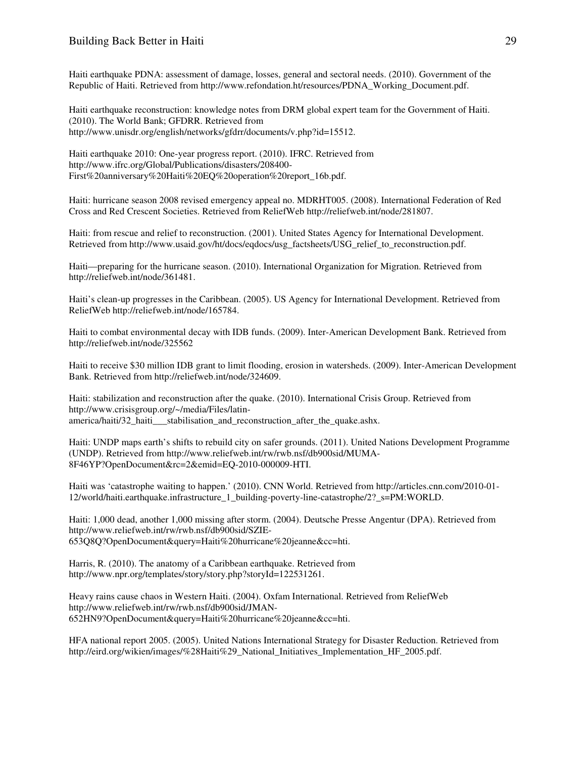Haiti earthquake PDNA: assessment of damage, losses, general and sectoral needs. (2010). Government of the Republic of Haiti. Retrieved from http://www.refondation.ht/resources/PDNA_Working_Document.pdf.

Haiti earthquake reconstruction: knowledge notes from DRM global expert team for the Government of Haiti. (2010). The World Bank; GFDRR. Retrieved from http://www.unisdr.org/english/networks/gfdrr/documents/v.php?id=15512.

Haiti earthquake 2010: One-year progress report. (2010). IFRC. Retrieved from http://www.ifrc.org/Global/Publications/disasters/208400-First%20anniversary%20Haiti%20EQ%20operation%20report_16b.pdf.

Haiti: hurricane season 2008 revised emergency appeal no. MDRHT005. (2008). International Federation of Red Cross and Red Crescent Societies. Retrieved from ReliefWeb http://reliefweb.int/node/281807.

Haiti: from rescue and relief to reconstruction. (2001). United States Agency for International Development. Retrieved from http://www.usaid.gov/ht/docs/eqdocs/usg_factsheets/USG_relief_to_reconstruction.pdf.

Haiti—preparing for the hurricane season. (2010). International Organization for Migration. Retrieved from http://reliefweb.int/node/361481.

Haiti's clean-up progresses in the Caribbean. (2005). US Agency for International Development. Retrieved from ReliefWeb http://reliefweb.int/node/165784.

Haiti to combat environmental decay with IDB funds. (2009). Inter-American Development Bank. Retrieved from http://reliefweb.int/node/325562

Haiti to receive $30 million IDB grant to limit flooding, erosion in watersheds. (2009). Inter-American Development Bank. Retrieved from http://reliefweb.int/node/324609.

Haiti: stabilization and reconstruction after the quake. (2010). International Crisis Group. Retrieved from http://www.crisisgroup.org/~/media/Files/latin-america/haiti/32_haiti___stabilisation_and_reconstruction_after_the_quake.ashx.

Haiti: UNDP maps earth's shifts to rebuild city on safer grounds. (2011). United Nations Development Programme (UNDP). Retrieved from http://www.reliefweb.int/rw/rwb.nsf/db900sid/MUMA-8F46YP?OpenDocument&rc=2&emid=EQ-2010-000009-HTI.

Haiti was 'catastrophe waiting to happen.' (2010). CNN World. Retrieved from http://articles.cnn.com/2010-01-12/world/haiti.earthquake.infrastructure_1_building-poverty-line-catastrophe/2?_s=PM:WORLD.

Haiti: 1,000 dead, another 1,000 missing after storm. (2004). Deutsche Presse Angentur (DPA). Retrieved from http://www.reliefweb.int/rw/rwb.nsf/db900sid/SZIE-653Q8Q?OpenDocument&query=Haiti%20hurricane%20jeanne&cc=hti.

Harris, R. (2010). The anatomy of a Caribbean earthquake. Retrieved from http://www.npr.org/templates/story/story.php?storyId=122531261.

Heavy rains cause chaos in Western Haiti. (2004). Oxfam International. Retrieved from ReliefWeb http://www.reliefweb.int/rw/rwb.nsf/db900sid/JMAN-652HN9?OpenDocument&query=Haiti%20hurricane%20jeanne&cc=hti.

HFA national report 2005. (2005). United Nations International Strategy for Disaster Reduction. Retrieved from http://eird.org/wikien/images/%28Haiti%29_National_Initiatives_Implementation_HF_2005.pdf.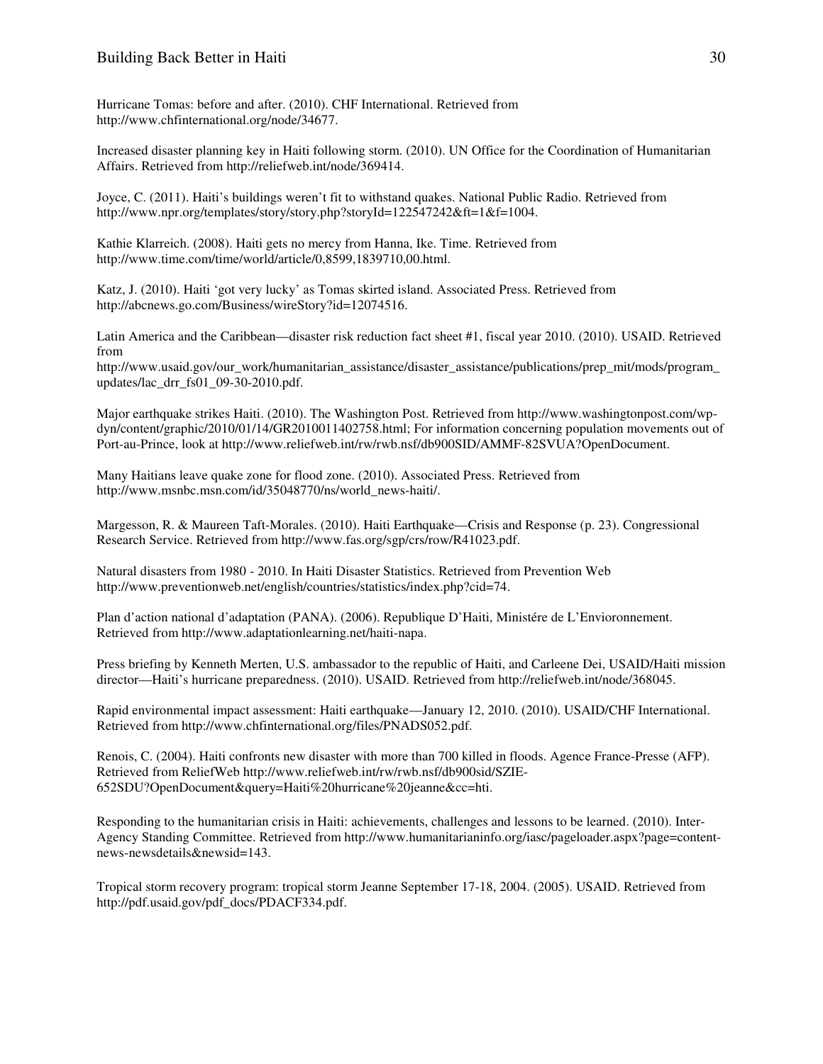Hurricane Tomas: before and after. (2010). CHF International. Retrieved from http://www.chfinternational.org/node/34677.

Increased disaster planning key in Haiti following storm. (2010). UN Office for the Coordination of Humanitarian Affairs. Retrieved from http://reliefweb.int/node/369414.

Joyce, C. (2011). Haiti's buildings weren't fit to withstand quakes. National Public Radio. Retrieved from http://www.npr.org/templates/story/story.php?storyId=122547242&ft=1&f=1004.

Kathie Klarreich. (2008). Haiti gets no mercy from Hanna, Ike. Time. Retrieved from http://www.time.com/time/world/article/0,8599,1839710,00.html.

Katz, J. (2010). Haiti 'got very lucky' as Tomas skirted island. Associated Press. Retrieved from http://abcnews.go.com/Business/wireStory?id=12074516.

Latin America and the Caribbean—disaster risk reduction fact sheet #1, fiscal year 2010. (2010). USAID. Retrieved from http://www.usaid.gov/our_work/humanitarian_assistance/disaster_assistance/publications/prep_mit/mods/program_updates/lac_drr_fs01_09-30-2010.pdf.

Major earthquake strikes Haiti. (2010). The Washington Post. Retrieved from http://www.washingtonpost.com/wp-dyn/content/graphic/2010/01/14/GR2010011402758.html; For information concerning population movements out of Port-au-Prince, look at http://www.reliefweb.int/rw/rwb.nsf/db900SID/AMMF-82SVUA?OpenDocument.

Many Haitians leave quake zone for flood zone. (2010). Associated Press. Retrieved from http://www.msnbc.msn.com/id/35048770/ns/world_news-haiti/.

Margesson, R. & Maureen Taft-Morales. (2010). Haiti Earthquake—Crisis and Response (p. 23). Congressional Research Service. Retrieved from http://www.fas.org/sgp/crs/row/R41023.pdf.

Natural disasters from 1980 - 2010. In Haiti Disaster Statistics. Retrieved from Prevention Web http://www.preventionweb.net/english/countries/statistics/index.php?cid=74.

Plan d'action national d'adaptation (PANA). (2006). Republique D'Haiti, Ministére de L'Envioronnement. Retrieved from http://www.adaptationlearning.net/haiti-napa.

Press briefing by Kenneth Merten, U.S. ambassador to the republic of Haiti, and Carleene Dei, USAID/Haiti mission director—Haiti's hurricane preparedness. (2010). USAID. Retrieved from http://reliefweb.int/node/368045.

Rapid environmental impact assessment: Haiti earthquake—January 12, 2010. (2010). USAID/CHF International. Retrieved from http://www.chfinternational.org/files/PNADS052.pdf.

Renois, C. (2004). Haiti confronts new disaster with more than 700 killed in floods. Agence France-Presse (AFP). Retrieved from ReliefWeb http://www.reliefweb.int/rw/rwb.nsf/db900sid/SZIE-652SDU?OpenDocument&query=Haiti%20hurricane%20jeanne&cc=hti.

Responding to the humanitarian crisis in Haiti: achievements, challenges and lessons to be learned. (2010). Inter-Agency Standing Committee. Retrieved from http://www.humanitarianinfo.org/iasc/pageloader.aspx?page=content-news-newsdetails&newsid=143.

Tropical storm recovery program: tropical storm Jeanne September 17-18, 2004. (2005). USAID. Retrieved from http://pdf.usaid.gov/pdf_docs/PDACF334.pdf.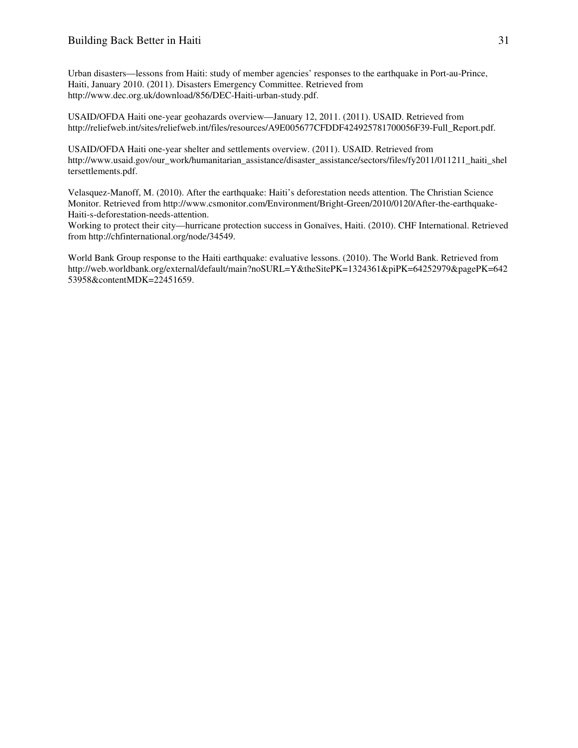Urban disasters—lessons from Haiti: study of member agencies' responses to the earthquake in Port-au-Prince, Haiti, January 2010. (2011). Disasters Emergency Committee. Retrieved from http://www.dec.org.uk/download/856/DEC-Haiti-urban-study.pdf.

USAID/OFDA Haiti one-year geohazards overview—January 12, 2011. (2011). USAID. Retrieved from http://reliefweb.int/sites/reliefweb.int/files/resources/A9E005677CFDDF424925781700056F39-Full_Report.pdf.

USAID/OFDA Haiti one-year shelter and settlements overview. (2011). USAID. Retrieved from http://www.usaid.gov/our_work/humanitarian_assistance/disaster_assistance/sectors/files/fy2011/011211_haiti_sheltersettlements.pdf.

Velasquez-Manoff, M. (2010). After the earthquake: Haiti's deforestation needs attention. The Christian Science Monitor. Retrieved from http://www.csmonitor.com/Environment/Bright-Green/2010/0120/After-the-earthquake-Haiti-s-deforestation-needs-attention.

Working to protect their city—hurricane protection success in Gonaïves, Haiti. (2010). CHF International. Retrieved from http://chfinternational.org/node/34549.

World Bank Group response to the Haiti earthquake: evaluative lessons. (2010). The World Bank. Retrieved from http://web.worldbank.org/external/default/main?noSURL=Y&theSitePK=1324361&piPK=64252979&pagePK=64253958&contentMDK=22451659.